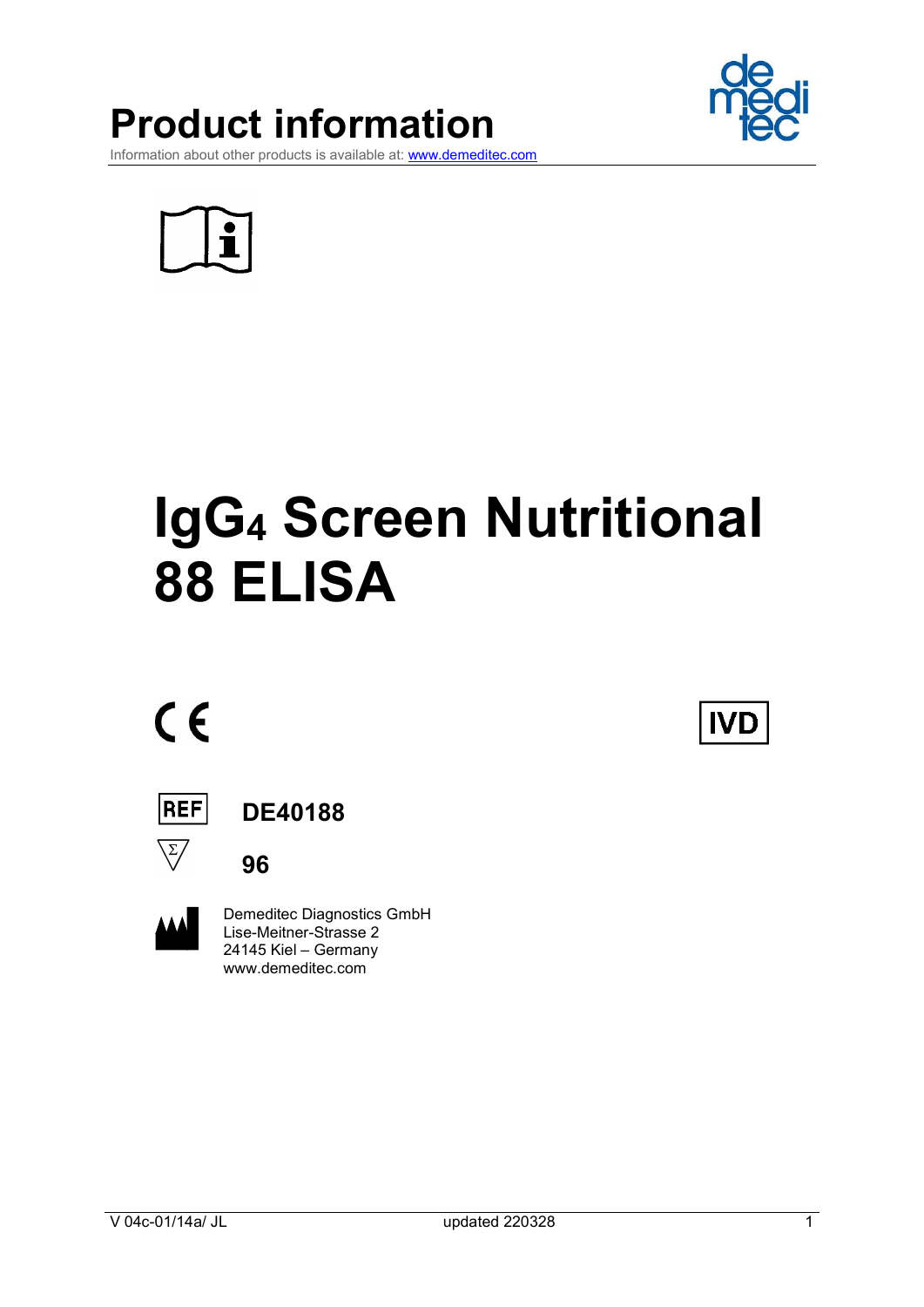# Product information

Information about other products is available at: www.demeditec.com

# $IgG_4$ Screen Nutritional 88 ELISA

CE

IVD

REF **DE40188**

Σ **96**

Demeditec Diagnostics GmbH
Lise-Meitner-Strasse 2
24145 Kiel – Germany
www.demeditec.com

V 04c-01/14a/ JL updated 220328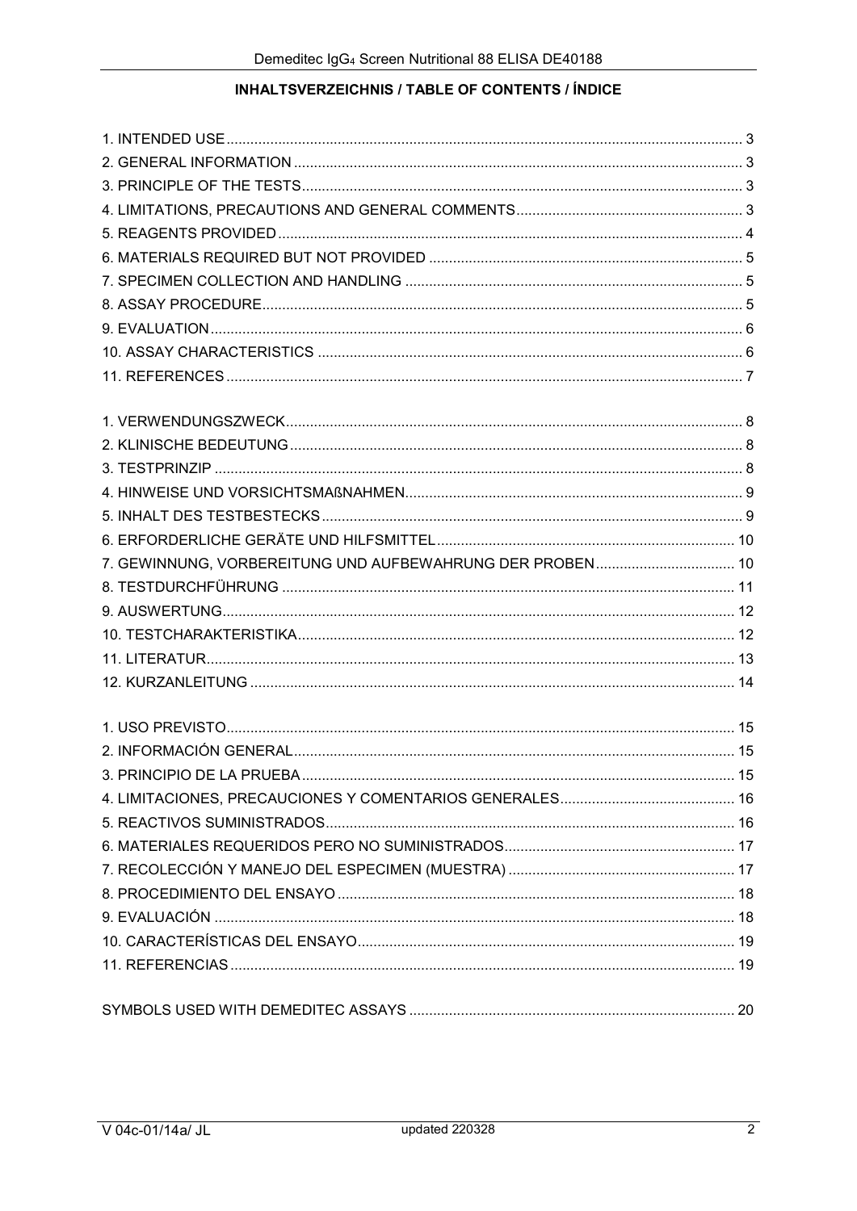# INHALTSVERZEICHNIS / TABLE OF CONTENTS / ÍNDICE

1. INTENDED USE ........................................................................ 3
2. GENERAL INFORMATION ............................................................ 3
3. PRINCIPLE OF THE TESTS .......................................................... 3
4. LIMITATIONS, PRECAUTIONS AND GENERAL COMMENTS ..................... 3
5. REAGENTS PROVIDED ................................................................ 4
6. MATERIALS REQUIRED BUT NOT PROVIDED ....................................... 5
7. SPECIMEN COLLECTION AND HANDLING ........................................... 5
8. ASSAY PROCEDURE .................................................................... 5
9. EVALUATION ............................................................................ 6
10. ASSAY CHARACTERISTICS ......................................................... 6
11. REFERENCES .......................................................................... 7

1. VERWENDUNGSZWECK ................................................................ 8
2. KLINISCHE BEDEUTUNG .............................................................. 8
3. TESTPRINZIP ............................................................................ 8
4. HINWEISE UND VORSICHTSMAßNAHMEN ............................................ 9
5. INHALT DES TESTBESTECKS ......................................................... 9
6. ERFORDERLICHE GERÄTE UND HILFSMITTEL ........................................ 10
7. GEWINNUNG, VORBEREITUNG UND AUFBEWAHRUNG DER PROBEN ............... 10
8. TESTDURCHFÜHRUNG ................................................................ 11
9. AUSWERTUNG .......................................................................... 12
10. TESTCHARAKTERISTIKA ............................................................. 12
11. LITERATUR ............................................................................ 13
12. KURZANLEITUNG ...................................................................... 14

1. USO PREVISTO ......................................................................... 15
2. INFORMACIÓN GENERAL ............................................................... 15
3. PRINCIPIO DE LA PRUEBA ............................................................ 15
4. LIMITACIONES, PRECAUCIONES Y COMENTARIOS GENERALES ..................... 16
5. REACTIVOS SUMINISTRADOS .......................................................... 16
6. MATERIALES REQUERIDOS PERO NO SUMINISTRADOS ............................. 17
7. RECOLECCIÓN Y MANEJO DEL ESPECIMEN (MUESTRA) ............................ 17
8. PROCEDIMIENTO DEL ENSAYO ......................................................... 18
9. EVALUACIÓN ............................................................................. 18
10. CARACTERÍSTICAS DEL ENSAYO ..................................................... 19
11. REFERENCIAS .......................................................................... 19

SYMBOLS USED WITH DEMEDITEC ASSAYS .............................................. 20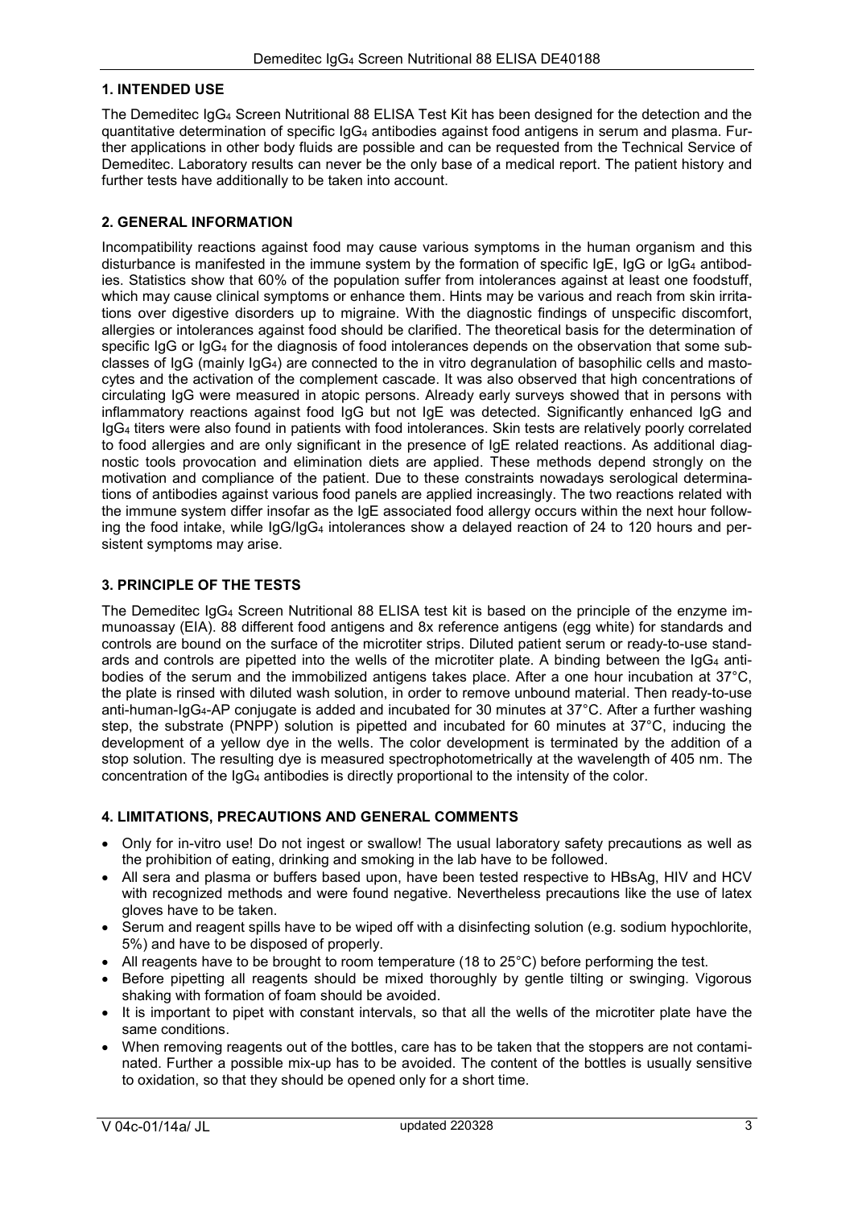## 1. INTENDED USE

The Demeditec $IgG_4$ Screen Nutritional 88 ELISA Test Kit has been designed for the detection and the quantitative determination of specific $IgG_4$ antibodies against food antigens in serum and plasma. Further applications in other body fluids are possible and can be requested from the Technical Service of Demeditec. Laboratory results can never be the only base of a medical report. The patient history and further tests have additionally to be taken into account.

## 2. GENERAL INFORMATION

Incompatibility reactions against food may cause various symptoms in the human organism and this disturbance is manifested in the immune system by the formation of specific IgE, IgG or $IgG_4$ antibodies. Statistics show that 60% of the population suffer from intolerances against at least one foodstuff, which may cause clinical symptoms or enhance them. Hints may be various and reach from skin irritations over digestive disorders up to migraine. With the diagnostic findings of unspecific discomfort, allergies or intolerances against food should be clarified. The theoretical basis for the determination of specific IgG or $IgG_4$ for the diagnosis of food intolerances depends on the observation that some subclasses of IgG (mainly $IgG_4$) are connected to the in vitro degranulation of basophilic cells and mastocytes and the activation of the complement cascade. It was also observed that high concentrations of circulating IgG were measured in atopic persons. Already early surveys showed that in persons with inflammatory reactions against food IgG but not IgE was detected. Significantly enhanced IgG and $IgG_4$ titers were also found in patients with food intolerances. Skin tests are relatively poorly correlated to food allergies and are only significant in the presence of IgE related reactions. As additional diagnostic tools provocation and elimination diets are applied. These methods depend strongly on the motivation and compliance of the patient. Due to these constraints nowadays serological determinations of antibodies against various food panels are applied increasingly. The two reactions related with the immune system differ insofar as the IgE associated food allergy occurs within the next hour following the food intake, while IgG/$IgG_4$ intolerances show a delayed reaction of 24 to 120 hours and persistent symptoms may arise.

## 3. PRINCIPLE OF THE TESTS

The Demeditec $IgG_4$ Screen Nutritional 88 ELISA test kit is based on the principle of the enzyme immunoassay (EIA). 88 different food antigens and 8x reference antigens (egg white) for standards and controls are bound on the surface of the microtiter strips. Diluted patient serum or ready-to-use standards and controls are pipetted into the wells of the microtiter plate. A binding between the $IgG_4$ antibodies of the serum and the immobilized antigens takes place. After a one hour incubation at 37°C, the plate is rinsed with diluted wash solution, in order to remove unbound material. Then ready-to-use anti-human-$IgG_4$-AP conjugate is added and incubated for 30 minutes at 37°C. After a further washing step, the substrate (PNPP) solution is pipetted and incubated for 60 minutes at 37°C, inducing the development of a yellow dye in the wells. The color development is terminated by the addition of a stop solution. The resulting dye is measured spectrophotometrically at the wavelength of 405 nm. The concentration of the $IgG_4$ antibodies is directly proportional to the intensity of the color.

## 4. LIMITATIONS, PRECAUTIONS AND GENERAL COMMENTS

- Only for in-vitro use! Do not ingest or swallow! The usual laboratory safety precautions as well as the prohibition of eating, drinking and smoking in the lab have to be followed.
- All sera and plasma or buffers based upon, have been tested respective to HBsAg, HIV and HCV with recognized methods and were found negative. Nevertheless precautions like the use of latex gloves have to be taken.
- Serum and reagent spills have to be wiped off with a disinfecting solution (e.g. sodium hypochlorite, 5%) and have to be disposed of properly.
- All reagents have to be brought to room temperature (18 to 25°C) before performing the test.
- Before pipetting all reagents should be mixed thoroughly by gentle tilting or swinging. Vigorous shaking with formation of foam should be avoided.
- It is important to pipet with constant intervals, so that all the wells of the microtiter plate have the same conditions.
- When removing reagents out of the bottles, care has to be taken that the stoppers are not contaminated. Further a possible mix-up has to be avoided. The content of the bottles is usually sensitive to oxidation, so that they should be opened only for a short time.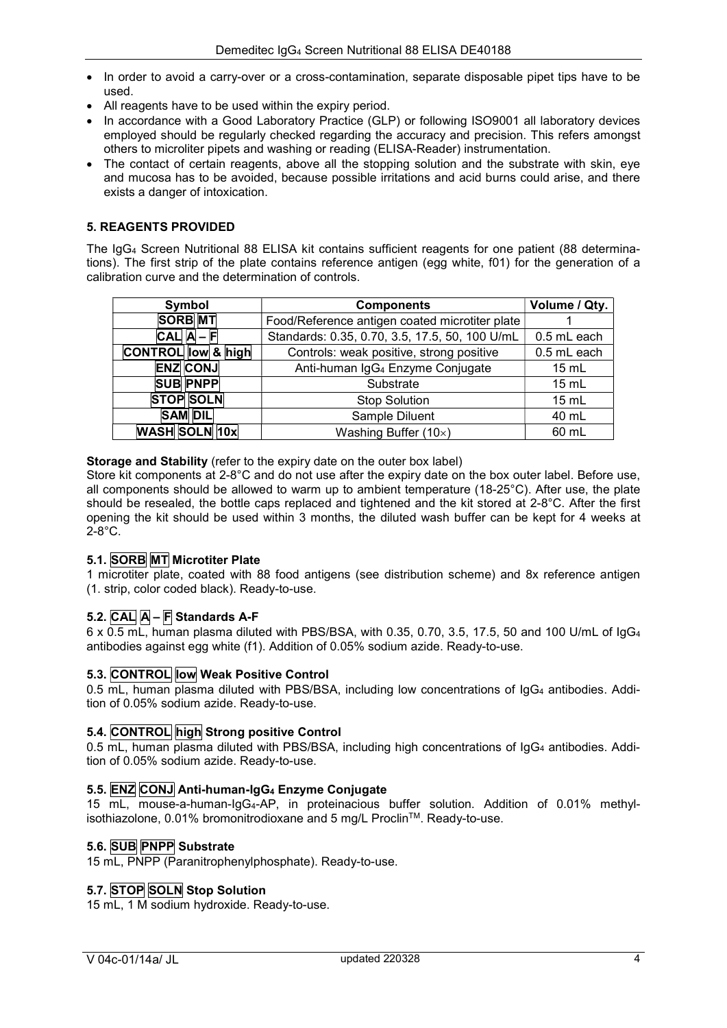- In order to avoid a carry-over or a cross-contamination, separate disposable pipet tips have to be used.
- All reagents have to be used within the expiry period.
- In accordance with a Good Laboratory Practice (GLP) or following ISO9001 all laboratory devices employed should be regularly checked regarding the accuracy and precision. This refers amongst others to microliter pipets and washing or reading (ELISA-Reader) instrumentation.
- The contact of certain reagents, above all the stopping solution and the substrate with skin, eye and mucosa has to be avoided, because possible irritations and acid burns could arise, and there exists a danger of intoxication.

## 5. REAGENTS PROVIDED

The $IgG_4$ Screen Nutritional 88 ELISA kit contains sufficient reagents for one patient (88 determinations). The first strip of the plate contains reference antigen (egg white, f01) for the generation of a calibration curve and the determination of controls.

| Symbol | Components | Volume / Qty. |
|---|---|---|
| SORB MT | Food/Reference antigen coated microtiter plate | 1 |
| CAL A – F | Standards: 0.35, 0.70, 3.5, 17.5, 50, 100 U/mL | 0.5 mL each |
| CONTROL low & high | Controls: weak positive, strong positive | 0.5 mL each |
| ENZ CONJ | Anti-human $IgG_4$ Enzyme Conjugate | 15 mL |
| SUB PNPP | Substrate | 15 mL |
| STOP SOLN | Stop Solution | 15 mL |
| SAM DIL | Sample Diluent | 40 mL |
| WASH SOLN 10x | Washing Buffer (10×) | 60 mL |

**Storage and Stability** (refer to the expiry date on the outer box label)

Store kit components at 2-8°C and do not use after the expiry date on the box outer label. Before use, all components should be allowed to warm up to ambient temperature (18-25°C). After use, the plate should be resealed, the bottle caps replaced and tightened and the kit stored at 2-8°C. After the first opening the kit should be used within 3 months, the diluted wash buffer can be kept for 4 weeks at 2-8°C.

### 5.1. SORB MT Microtiter Plate

1 microtiter plate, coated with 88 food antigens (see distribution scheme) and 8x reference antigen (1. strip, color coded black). Ready-to-use.

### 5.2. CAL A – F Standards A-F

6 x 0.5 mL, human plasma diluted with PBS/BSA, with 0.35, 0.70, 3.5, 17.5, 50 and 100 U/mL of $IgG_4$ antibodies against egg white (f1). Addition of 0.05% sodium azide. Ready-to-use.

### 5.3. CONTROL low Weak Positive Control

0.5 mL, human plasma diluted with PBS/BSA, including low concentrations of $IgG_4$ antibodies. Addition of 0.05% sodium azide. Ready-to-use.

### 5.4. CONTROL high Strong positive Control

0.5 mL, human plasma diluted with PBS/BSA, including high concentrations of $IgG_4$ antibodies. Addition of 0.05% sodium azide. Ready-to-use.

### 5.5. ENZ CONJ Anti-human-$IgG_4$ Enzyme Conjugate

15 mL, mouse-a-human-$IgG_4$-AP, in proteinacious buffer solution. Addition of 0.01% methylisothiazolone, 0.01% bromonitrodioxane and 5 mg/L Proclin™. Ready-to-use.

### 5.6. SUB PNPP Substrate

15 mL, PNPP (Paranitrophenylphosphate). Ready-to-use.

### 5.7. STOP SOLN Stop Solution

15 mL, 1 M sodium hydroxide. Ready-to-use.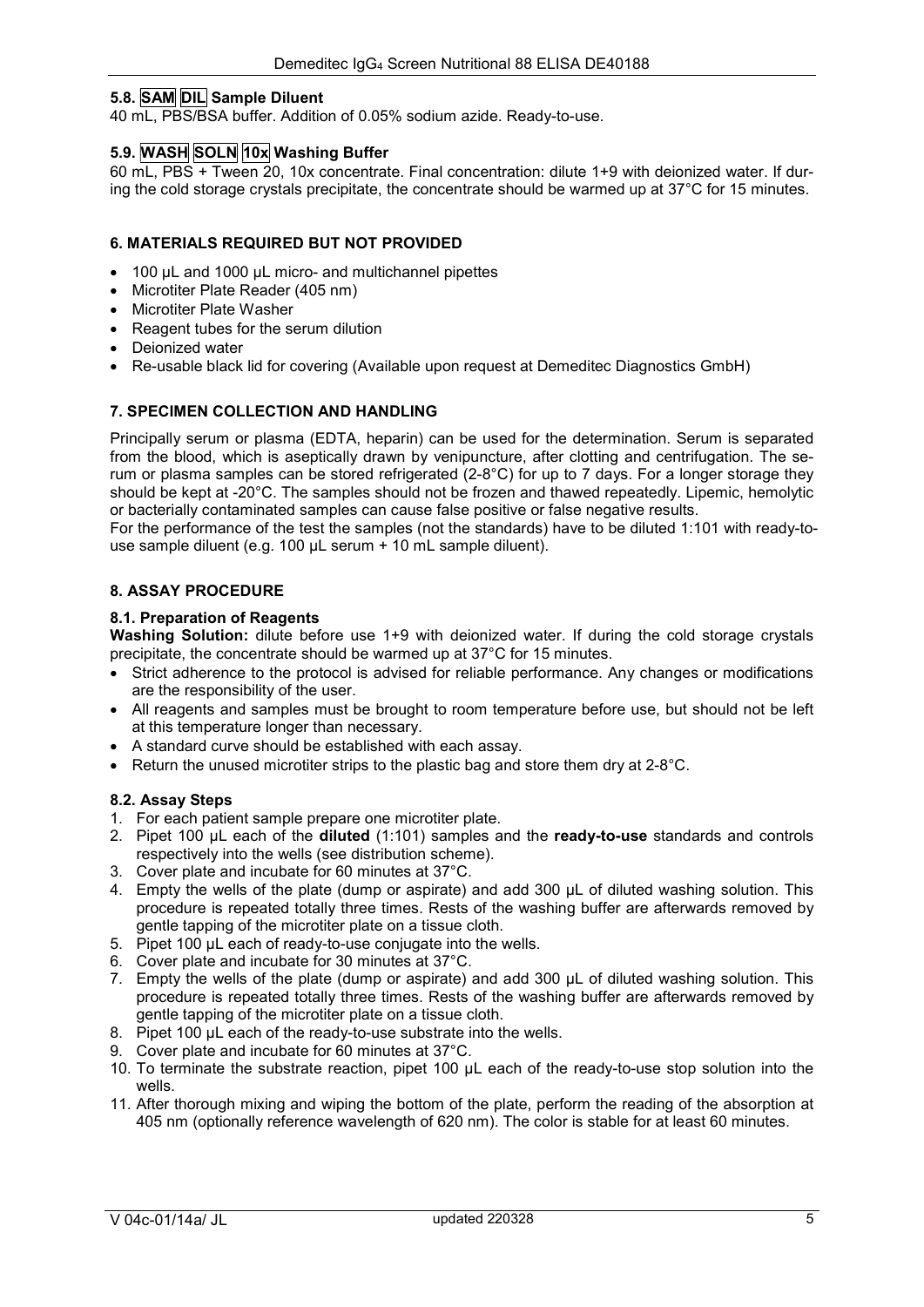### 5.8. SAM DIL Sample Diluent

40 mL, PBS/BSA buffer. Addition of 0.05% sodium azide. Ready-to-use.

### 5.9. WASH SOLN 10x Washing Buffer

60 mL, PBS + Tween 20, 10x concentrate. Final concentration: dilute 1+9 with deionized water. If during the cold storage crystals precipitate, the concentrate should be warmed up at 37°C for 15 minutes.

## 6. MATERIALS REQUIRED BUT NOT PROVIDED

- 100 µL and 1000 µL micro- and multichannel pipettes
- Microtiter Plate Reader (405 nm)
- Microtiter Plate Washer
- Reagent tubes for the serum dilution
- Deionized water
- Re-usable black lid for covering (Available upon request at Demeditec Diagnostics GmbH)

## 7. SPECIMEN COLLECTION AND HANDLING

Principally serum or plasma (EDTA, heparin) can be used for the determination. Serum is separated from the blood, which is aseptically drawn by venipuncture, after clotting and centrifugation. The serum or plasma samples can be stored refrigerated (2-8°C) for up to 7 days. For a longer storage they should be kept at -20°C. The samples should not be frozen and thawed repeatedly. Lipemic, hemolytic or bacterially contaminated samples can cause false positive or false negative results.

For the performance of the test the samples (not the standards) have to be diluted 1:101 with ready-to-use sample diluent (e.g. 100 µL serum + 10 mL sample diluent).

## 8. ASSAY PROCEDURE

### 8.1. Preparation of Reagents

**Washing Solution:** dilute before use 1+9 with deionized water. If during the cold storage crystals precipitate, the concentrate should be warmed up at 37°C for 15 minutes.

- Strict adherence to the protocol is advised for reliable performance. Any changes or modifications are the responsibility of the user.
- All reagents and samples must be brought to room temperature before use, but should not be left at this temperature longer than necessary.
- A standard curve should be established with each assay.
- Return the unused microtiter strips to the plastic bag and store them dry at 2-8°C.

### 8.2. Assay Steps

1. For each patient sample prepare one microtiter plate.
2. Pipet 100 µL each of the **diluted** (1:101) samples and the **ready-to-use** standards and controls respectively into the wells (see distribution scheme).
3. Cover plate and incubate for 60 minutes at 37°C.
4. Empty the wells of the plate (dump or aspirate) and add 300 µL of diluted washing solution. This procedure is repeated totally three times. Rests of the washing buffer are afterwards removed by gentle tapping of the microtiter plate on a tissue cloth.
5. Pipet 100 µL each of ready-to-use conjugate into the wells.
6. Cover plate and incubate for 30 minutes at 37°C.
7. Empty the wells of the plate (dump or aspirate) and add 300 µL of diluted washing solution. This procedure is repeated totally three times. Rests of the washing buffer are afterwards removed by gentle tapping of the microtiter plate on a tissue cloth.
8. Pipet 100 µL each of the ready-to-use substrate into the wells.
9. Cover plate and incubate for 60 minutes at 37°C.
10. To terminate the substrate reaction, pipet 100 µL each of the ready-to-use stop solution into the wells.
11. After thorough mixing and wiping the bottom of the plate, perform the reading of the absorption at 405 nm (optionally reference wavelength of 620 nm). The color is stable for at least 60 minutes.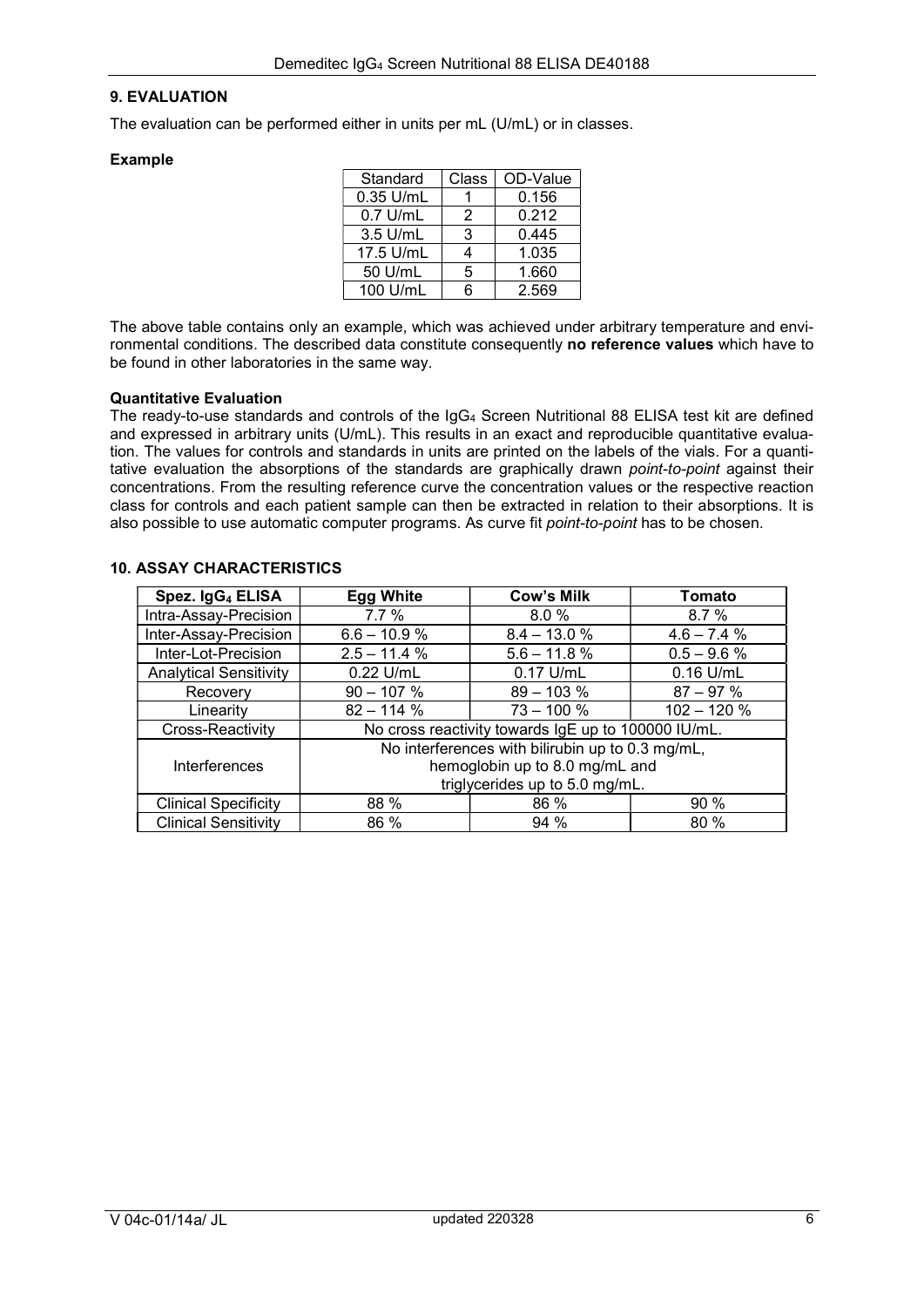## 9. EVALUATION

The evaluation can be performed either in units per mL (U/mL) or in classes.

### Example

| Standard | Class | OD-Value |
|---|---|---|
| 0.35 U/mL | 1 | 0.156 |
| 0.7 U/mL | 2 | 0.212 |
| 3.5 U/mL | 3 | 0.445 |
| 17.5 U/mL | 4 | 1.035 |
| 50 U/mL | 5 | 1.660 |
| 100 U/mL | 6 | 2.569 |

The above table contains only an example, which was achieved under arbitrary temperature and environmental conditions. The described data constitute consequently **no reference values** which have to be found in other laboratories in the same way.

### Quantitative Evaluation

The ready-to-use standards and controls of the $IgG_4$ Screen Nutritional 88 ELISA test kit are defined and expressed in arbitrary units (U/mL). This results in an exact and reproducible quantitative evaluation. The values for controls and standards in units are printed on the labels of the vials. For a quantitative evaluation the absorptions of the standards are graphically drawn *point-to-point* against their concentrations. From the resulting reference curve the concentration values or the respective reaction class for controls and each patient sample can then be extracted in relation to their absorptions. It is also possible to use automatic computer programs. As curve fit *point-to-point* has to be chosen.

## 10. ASSAY CHARACTERISTICS

| Spez. $IgG_4$ ELISA | Egg White | Cow's Milk | Tomato |
|---|---|---|---|
| Intra-Assay-Precision | 7.7 % | 8.0 % | 8.7 % |
| Inter-Assay-Precision | 6.6 – 10.9 % | 8.4 – 13.0 % | 4.6 – 7.4 % |
| Inter-Lot-Precision | 2.5 – 11.4 % | 5.6 – 11.8 % | 0.5 – 9.6 % |
| Analytical Sensitivity | 0.22 U/mL | 0.17 U/mL | 0.16 U/mL |
| Recovery | 90 – 107 % | 89 – 103 % | 87 – 97 % |
| Linearity | 82 – 114 % | 73 – 100 % | 102 – 120 % |
| Cross-Reactivity | No cross reactivity towards IgE up to 100000 IU/mL. | | |
| Interferences | No interferences with bilirubin up to 0.3 mg/mL, hemoglobin up to 8.0 mg/mL and triglycerides up to 5.0 mg/mL. | | |
| Clinical Specificity | 88 % | 86 % | 90 % |
| Clinical Sensitivity | 86 % | 94 % | 80 % |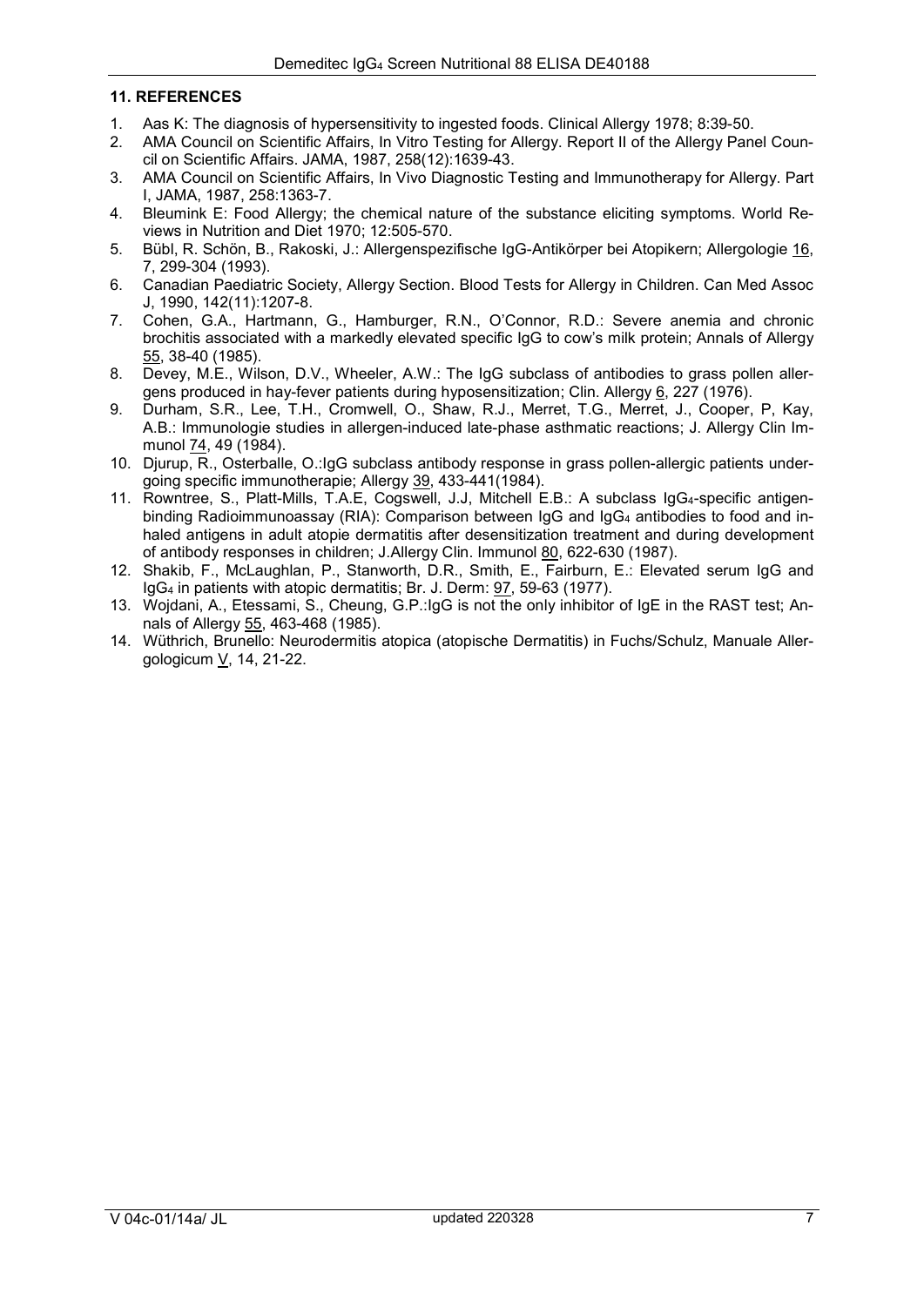### 11. REFERENCES

1. Aas K: The diagnosis of hypersensitivity to ingested foods. Clinical Allergy 1978; 8:39-50.
2. AMA Council on Scientific Affairs, In Vitro Testing for Allergy. Report II of the Allergy Panel Council on Scientific Affairs. JAMA, 1987, 258(12):1639-43.
3. AMA Council on Scientific Affairs, In Vivo Diagnostic Testing and Immunotherapy for Allergy. Part I, JAMA, 1987, 258:1363-7.
4. Bleumink E: Food Allergy; the chemical nature of the substance eliciting symptoms. World Reviews in Nutrition and Diet 1970; 12:505-570.
5. Bübl, R. Schön, B., Rakoski, J.: Allergenspezifische IgG-Antikörper bei Atopikern; Allergologie 16, 7, 299-304 (1993).
6. Canadian Paediatric Society, Allergy Section. Blood Tests for Allergy in Children. Can Med Assoc J, 1990, 142(11):1207-8.
7. Cohen, G.A., Hartmann, G., Hamburger, R.N., O'Connor, R.D.: Severe anemia and chronic brochitis associated with a markedly elevated specific IgG to cow's milk protein; Annals of Allergy 55, 38-40 (1985).
8. Devey, M.E., Wilson, D.V., Wheeler, A.W.: The IgG subclass of antibodies to grass pollen allergens produced in hay-fever patients during hyposensitization; Clin. Allergy 6, 227 (1976).
9. Durham, S.R., Lee, T.H., Cromwell, O., Shaw, R.J., Merret, T.G., Merret, J., Cooper, P, Kay, A.B.: Immunologie studies in allergen-induced late-phase asthmatic reactions; J. Allergy Clin Immunol 74, 49 (1984).
10. Djurup, R., Osterballe, O.:IgG subclass antibody response in grass pollen-allergic patients undergoing specific immunotherapie; Allergy 39, 433-441(1984).
11. Rowntree, S., Platt-Mills, T.A.E, Cogswell, J.J, Mitchell E.B.: A subclass $IgG_4$-specific antigen-binding Radioimmunoassay (RIA): Comparison between IgG and $IgG_4$ antibodies to food and inhaled antigens in adult atopie dermatitis after desensitization treatment and during development of antibody responses in children; J.Allergy Clin. Immunol 80, 622-630 (1987).
12. Shakib, F., McLaughlan, P., Stanworth, D.R., Smith, E., Fairburn, E.: Elevated serum IgG and $IgG_4$ in patients with atopic dermatitis; Br. J. Derm: 97, 59-63 (1977).
13. Wojdani, A., Etessami, S., Cheung, G.P.:IgG is not the only inhibitor of IgE in the RAST test; Annals of Allergy 55, 463-468 (1985).
14. Wüthrich, Brunello: Neurodermitis atopica (atopische Dermatitis) in Fuchs/Schulz, Manuale Allergologicum V, 14, 21-22.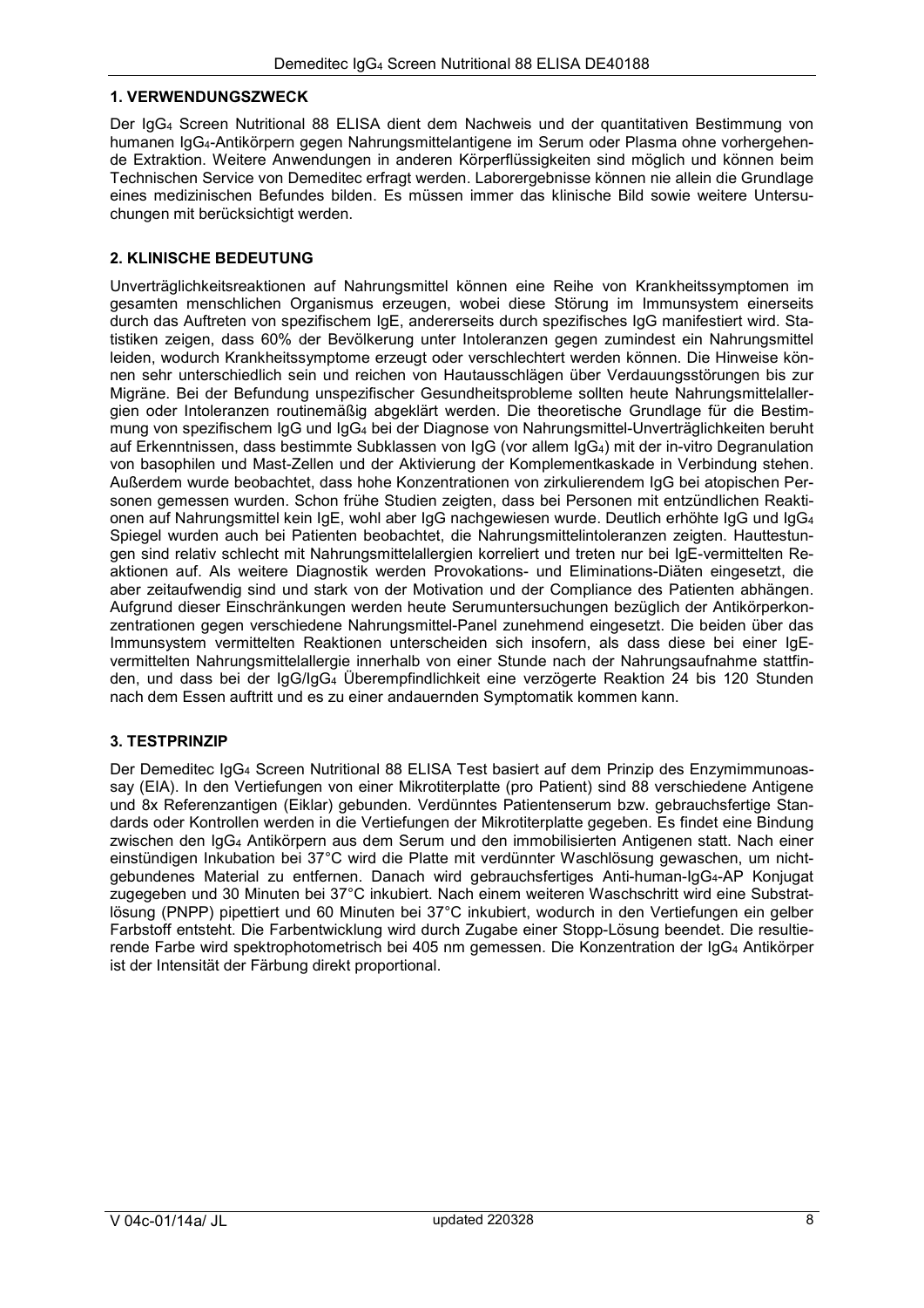## 1. VERWENDUNGSZWECK

Der $IgG_4$ Screen Nutritional 88 ELISA dient dem Nachweis und der quantitativen Bestimmung von humanen $IgG_4$-Antikörpern gegen Nahrungsmittelantigene im Serum oder Plasma ohne vorhergehende Extraktion. Weitere Anwendungen in anderen Körperflüssigkeiten sind möglich und können beim Technischen Service von Demeditec erfragt werden. Laborergebnisse können nie allein die Grundlage eines medizinischen Befundes bilden. Es müssen immer das klinische Bild sowie weitere Untersuchungen mit berücksichtigt werden.

## 2. KLINISCHE BEDEUTUNG

Unverträglichkeitsreaktionen auf Nahrungsmittel können eine Reihe von Krankheitssymptomen im gesamten menschlichen Organismus erzeugen, wobei diese Störung im Immunsystem einerseits durch das Auftreten von spezifischem IgE, andererseits durch spezifisches IgG manifestiert wird. Statistiken zeigen, dass 60% der Bevölkerung unter Intoleranzen gegen zumindest ein Nahrungsmittel leiden, wodurch Krankheitssymptome erzeugt oder verschlechtert werden können. Die Hinweise können sehr unterschiedlich sein und reichen von Hautausschlägen über Verdauungsstörungen bis zur Migräne. Bei der Befundung unspezifischer Gesundheitsprobleme sollten heute Nahrungsmittelallergien oder Intoleranzen routinemäßig abgeklärt werden. Die theoretische Grundlage für die Bestimmung von spezifischem IgG und $IgG_4$ bei der Diagnose von Nahrungsmittel-Unverträglichkeiten beruht auf Erkenntnissen, dass bestimmte Subklassen von IgG (vor allem $IgG_4$) mit der in-vitro Degranulation von basophilen und Mast-Zellen und der Aktivierung der Komplementkaskade in Verbindung stehen. Außerdem wurde beobachtet, dass hohe Konzentrationen von zirkulierendem IgG bei atopischen Personen gemessen wurden. Schon frühe Studien zeigten, dass bei Personen mit entzündlichen Reaktionen auf Nahrungsmittel kein IgE, wohl aber IgG nachgewiesen wurde. Deutlich erhöhte IgG und $IgG_4$ Spiegel wurden auch bei Patienten beobachtet, die Nahrungsmittelintoleranzen zeigten. Hauttestungen sind relativ schlecht mit Nahrungsmittelallergien korreliert und treten nur bei IgE-vermittelten Reaktionen auf. Als weitere Diagnostik werden Provokations- und Eliminations-Diäten eingesetzt, die aber zeitaufwendig sind und stark von der Motivation und der Compliance des Patienten abhängen. Aufgrund dieser Einschränkungen werden heute Serumuntersuchungen bezüglich der Antikörperkonzentrationen gegen verschiedene Nahrungsmittel-Panel zunehmend eingesetzt. Die beiden über das Immunsystem vermittelten Reaktionen unterscheiden sich insofern, als dass diese bei einer IgE-vermittelten Nahrungsmittelallergie innerhalb von einer Stunde nach der Nahrungsaufnahme stattfinden, und dass bei der IgG/$IgG_4$ Überempfindlichkeit eine verzögerte Reaktion 24 bis 120 Stunden nach dem Essen auftritt und es zu einer andauernden Symptomatik kommen kann.

## 3. TESTPRINZIP

Der Demeditec $IgG_4$ Screen Nutritional 88 ELISA Test basiert auf dem Prinzip des Enzymimmunoassay (EIA). In den Vertiefungen von einer Mikrotiterplatte (pro Patient) sind 88 verschiedene Antigene und 8x Referenzantigen (Eiklar) gebunden. Verdünntes Patientenserum bzw. gebrauchsfertige Standards oder Kontrollen werden in die Vertiefungen der Mikrotiterplatte gegeben. Es findet eine Bindung zwischen den $IgG_4$ Antikörpern aus dem Serum und den immobilisierten Antigenen statt. Nach einer einstündigen Inkubation bei 37°C wird die Platte mit verdünnter Waschlösung gewaschen, um nicht-gebundenes Material zu entfernen. Danach wird gebrauchsfertiges Anti-human-$IgG_4$-AP Konjugat zugegeben und 30 Minuten bei 37°C inkubiert. Nach einem weiteren Waschschritt wird eine Substratlösung (PNPP) pipettiert und 60 Minuten bei 37°C inkubiert, wodurch in den Vertiefungen ein gelber Farbstoff entsteht. Die Farbentwicklung wird durch Zugabe einer Stopp-Lösung beendet. Die resultierende Farbe wird spektrophotometrisch bei 405 nm gemessen. Die Konzentration der $IgG_4$ Antikörper ist der Intensität der Färbung direkt proportional.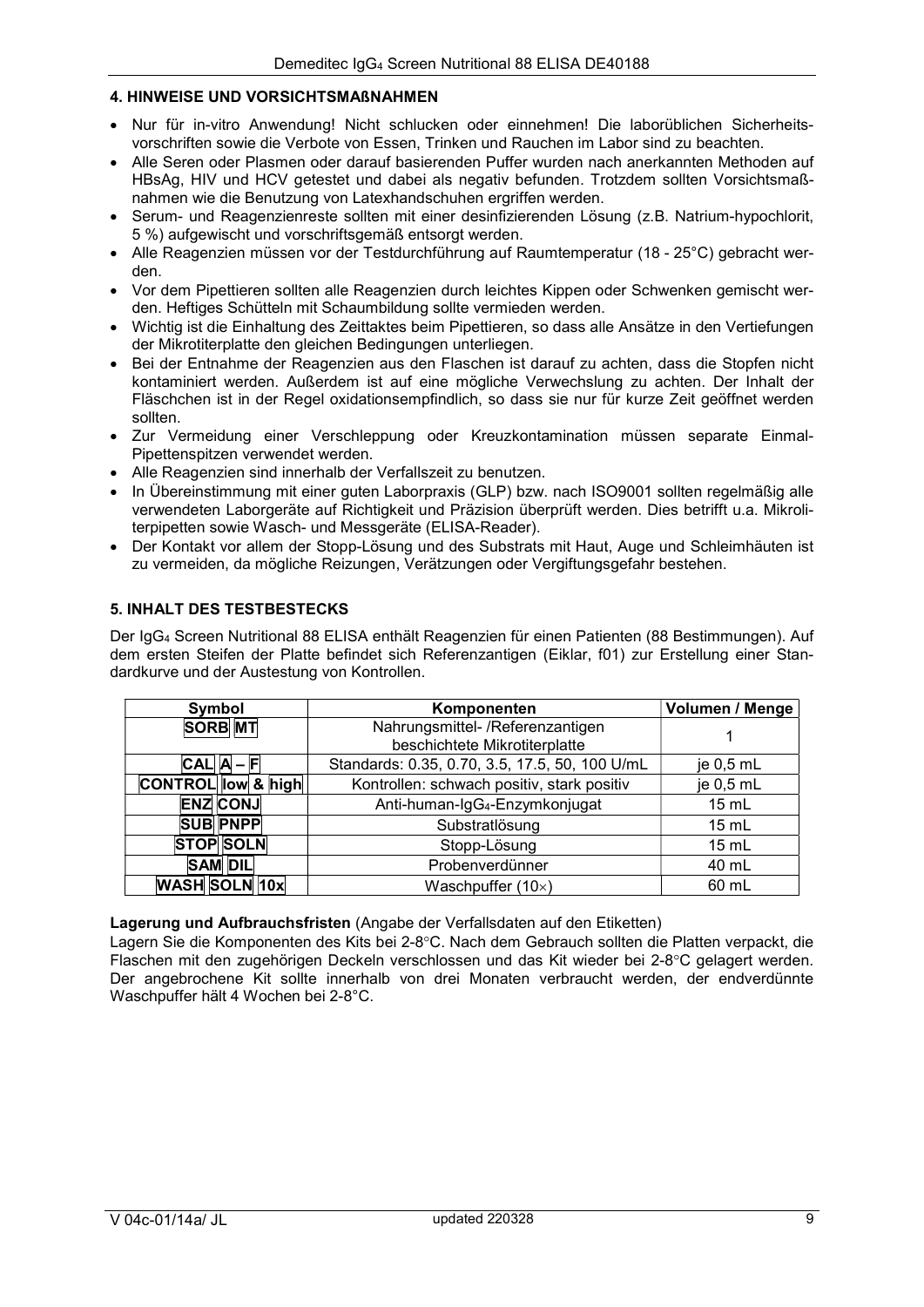## 4. HINWEISE UND VORSICHTSMAßNAHMEN

- Nur für in-vitro Anwendung! Nicht schlucken oder einnehmen! Die laborüblichen Sicherheitsvorschriften sowie die Verbote von Essen, Trinken und Rauchen im Labor sind zu beachten.
- Alle Seren oder Plasmen oder darauf basierenden Puffer wurden nach anerkannten Methoden auf HBsAg, HIV und HCV getestet und dabei als negativ befunden. Trotzdem sollten Vorsichtsmaßnahmen wie die Benutzung von Latexhandschuhen ergriffen werden.
- Serum- und Reagenzienreste sollten mit einer desinfizierenden Lösung (z.B. Natrium-hypochlorit, 5 %) aufgewischt und vorschriftsgemäß entsorgt werden.
- Alle Reagenzien müssen vor der Testdurchführung auf Raumtemperatur (18 - 25°C) gebracht werden.
- Vor dem Pipettieren sollten alle Reagenzien durch leichtes Kippen oder Schwenken gemischt werden. Heftiges Schütteln mit Schaumbildung sollte vermieden werden.
- Wichtig ist die Einhaltung des Zeittaktes beim Pipettieren, so dass alle Ansätze in den Vertiefungen der Mikrotiterplatte den gleichen Bedingungen unterliegen.
- Bei der Entnahme der Reagenzien aus den Flaschen ist darauf zu achten, dass die Stopfen nicht kontaminiert werden. Außerdem ist auf eine mögliche Verwechslung zu achten. Der Inhalt der Fläschchen ist in der Regel oxidationsempfindlich, so dass sie nur für kurze Zeit geöffnet werden sollten.
- Zur Vermeidung einer Verschleppung oder Kreuzkontamination müssen separate Einmal-Pipettenspitzen verwendet werden.
- Alle Reagenzien sind innerhalb der Verfallszeit zu benutzen.
- In Übereinstimmung mit einer guten Laborpraxis (GLP) bzw. nach ISO9001 sollten regelmäßig alle verwendeten Laborgeräte auf Richtigkeit und Präzision überprüft werden. Dies betrifft u.a. Mikroliterpipetten sowie Wasch- und Messgeräte (ELISA-Reader).
- Der Kontakt vor allem der Stopp-Lösung und des Substrats mit Haut, Auge und Schleimhäuten ist zu vermeiden, da mögliche Reizungen, Verätzungen oder Vergiftungsgefahr bestehen.

## 5. INHALT DES TESTBESTECKS

Der $IgG_4$ Screen Nutritional 88 ELISA enthält Reagenzien für einen Patienten (88 Bestimmungen). Auf dem ersten Steifen der Platte befindet sich Referenzantigen (Eiklar, f01) zur Erstellung einer Standardkurve und der Austestung von Kontrollen.

| Symbol | Komponenten | Volumen / Menge |
|---|---|---|
| SORB MT | Nahrungsmittel- /Referenzantigen beschichtete Mikrotiterplatte | 1 |
| CAL A – F | Standards: 0.35, 0.70, 3.5, 17.5, 50, 100 U/mL | je 0,5 mL |
| CONTROL low & high | Kontrollen: schwach positiv, stark positiv | je 0,5 mL |
| ENZ CONJ | Anti-human-$IgG_4$-Enzymkonjugat | 15 mL |
| SUB PNPP | Substratlösung | 15 mL |
| STOP SOLN | Stopp-Lösung | 15 mL |
| SAM DIL | Probenverdünner | 40 mL |
| WASH SOLN 10x | Waschpuffer (10×) | 60 mL |

**Lagerung und Aufbrauchsfristen** (Angabe der Verfallsdaten auf den Etiketten)

Lagern Sie die Komponenten des Kits bei 2-8°C. Nach dem Gebrauch sollten die Platten verpackt, die Flaschen mit den zugehörigen Deckeln verschlossen und das Kit wieder bei 2-8°C gelagert werden. Der angebrochene Kit sollte innerhalb von drei Monaten verbraucht werden, der endverdünnte Waschpuffer hält 4 Wochen bei 2-8°C.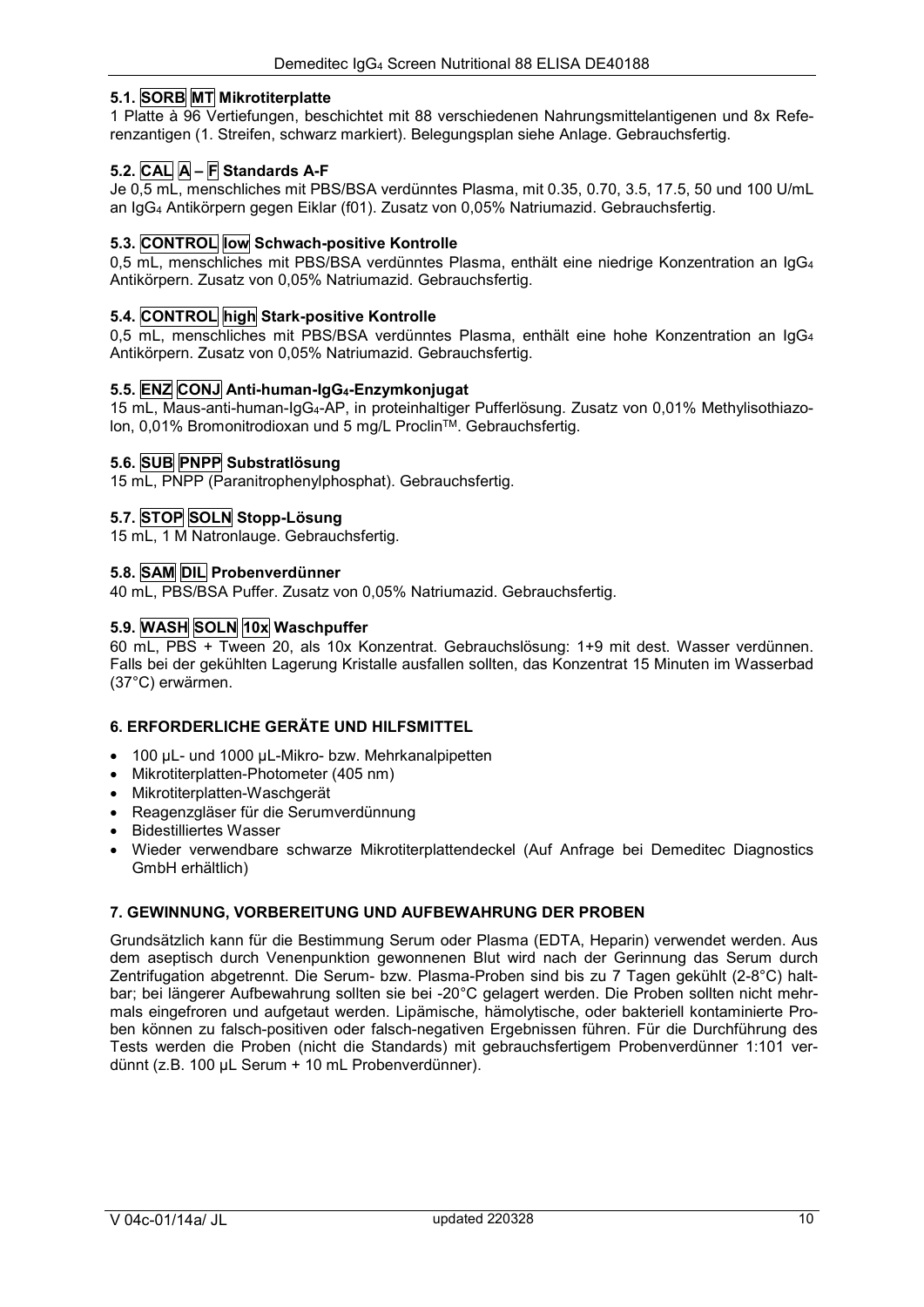### 5.1. SORB MT Mikrotiterplatte

1 Platte à 96 Vertiefungen, beschichtet mit 88 verschiedenen Nahrungsmittelantigenen und 8x Referenzantigen (1. Streifen, schwarz markiert). Belegungsplan siehe Anlage. Gebrauchsfertig.

### 5.2. CAL A – F Standards A-F

Je 0,5 mL, menschliches mit PBS/BSA verdünntes Plasma, mit 0.35, 0.70, 3.5, 17.5, 50 und 100 U/mL an $IgG_4$ Antikörpern gegen Eiklar (f01). Zusatz von 0,05% Natriumazid. Gebrauchsfertig.

### 5.3. CONTROL low Schwach-positive Kontrolle

0,5 mL, menschliches mit PBS/BSA verdünntes Plasma, enthält eine niedrige Konzentration an $IgG_4$ Antikörpern. Zusatz von 0,05% Natriumazid. Gebrauchsfertig.

### 5.4. CONTROL high Stark-positive Kontrolle

0,5 mL, menschliches mit PBS/BSA verdünntes Plasma, enthält eine hohe Konzentration an $IgG_4$ Antikörpern. Zusatz von 0,05% Natriumazid. Gebrauchsfertig.

### 5.5. ENZ CONJ Anti-human-$IgG_4$-Enzymkonjugat

15 mL, Maus-anti-human-$IgG_4$-AP, in proteinhaltiger Pufferlösung. Zusatz von 0,01% Methylisothiazolon, 0,01% Bromonitrodioxan und 5 mg/L Proclin™. Gebrauchsfertig.

### 5.6. SUB PNPP Substratlösung

15 mL, PNPP (Paranitrophenylphosphat). Gebrauchsfertig.

### 5.7. STOP SOLN Stopp-Lösung

15 mL, 1 M Natronlauge. Gebrauchsfertig.

### 5.8. SAM DIL Probenverdünner

40 mL, PBS/BSA Puffer. Zusatz von 0,05% Natriumazid. Gebrauchsfertig.

### 5.9. WASH SOLN 10x Waschpuffer

60 mL, PBS + Tween 20, als 10x Konzentrat. Gebrauchslösung: 1+9 mit dest. Wasser verdünnen. Falls bei der gekühlten Lagerung Kristalle ausfallen sollten, das Konzentrat 15 Minuten im Wasserbad (37°C) erwärmen.

## 6. ERFORDERLICHE GERÄTE UND HILFSMITTEL

- 100 µL- und 1000 µL-Mikro- bzw. Mehrkanalpipetten
- Mikrotiterplatten-Photometer (405 nm)
- Mikrotiterplatten-Waschgerät
- Reagenzgläser für die Serumverdünnung
- Bidestilliertes Wasser
- Wieder verwendbare schwarze Mikrotiterplattendeckel (Auf Anfrage bei Demeditec Diagnostics GmbH erhältlich)

## 7. GEWINNUNG, VORBEREITUNG UND AUFBEWAHRUNG DER PROBEN

Grundsätzlich kann für die Bestimmung Serum oder Plasma (EDTA, Heparin) verwendet werden. Aus dem aseptisch durch Venenpunktion gewonnenen Blut wird nach der Gerinnung das Serum durch Zentrifugation abgetrennt. Die Serum- bzw. Plasma-Proben sind bis zu 7 Tagen gekühlt (2-8°C) haltbar; bei längerer Aufbewahrung sollten sie bei -20°C gelagert werden. Die Proben sollten nicht mehrmals eingefroren und aufgetaut werden. Lipämische, hämolytische, oder bakteriell kontaminierte Proben können zu falsch-positiven oder falsch-negativen Ergebnissen führen. Für die Durchführung des Tests werden die Proben (nicht die Standards) mit gebrauchsfertigem Probenverdünner 1:101 verdünnt (z.B. 100 µL Serum + 10 mL Probenverdünner).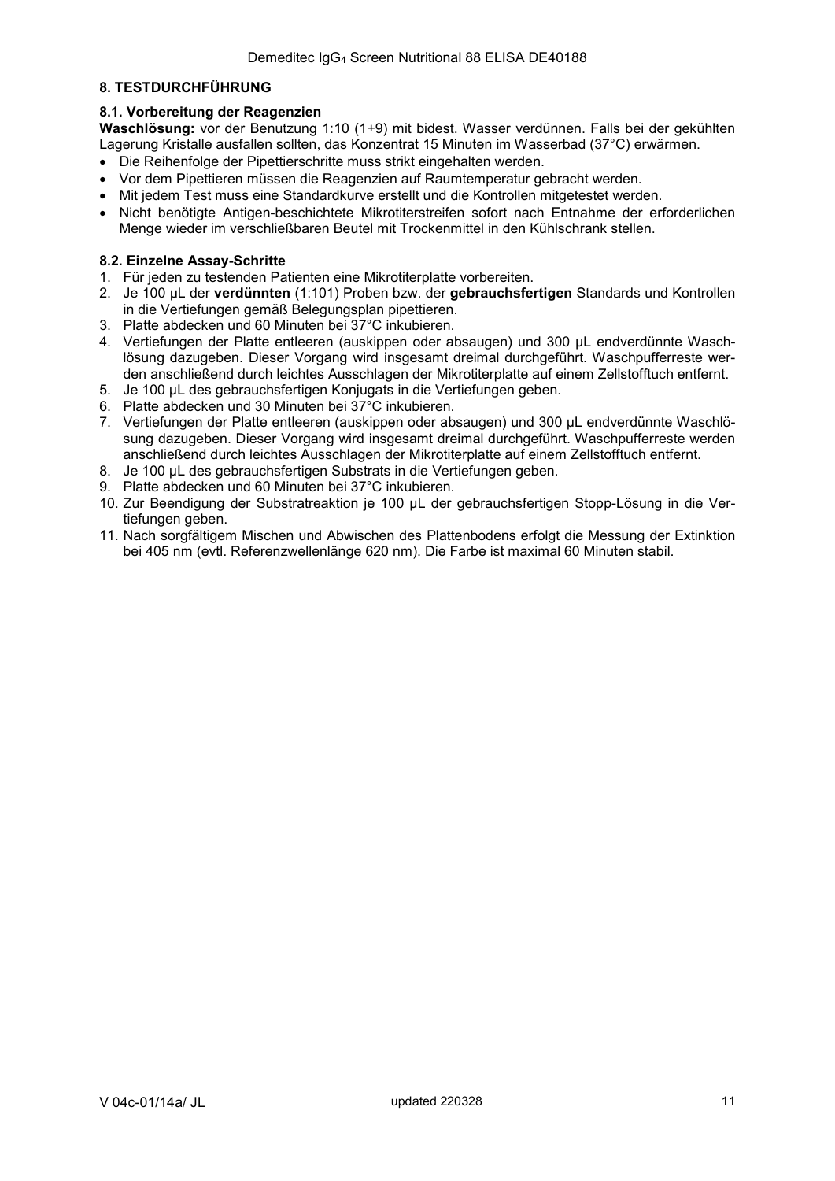## 8. TESTDURCHFÜHRUNG

### 8.1. Vorbereitung der Reagenzien

**Waschlösung:** vor der Benutzung 1:10 (1+9) mit bidest. Wasser verdünnen. Falls bei der gekühlten Lagerung Kristalle ausfallen sollten, das Konzentrat 15 Minuten im Wasserbad (37°C) erwärmen.

- Die Reihenfolge der Pipettierschritte muss strikt eingehalten werden.
- Vor dem Pipettieren müssen die Reagenzien auf Raumtemperatur gebracht werden.
- Mit jedem Test muss eine Standardkurve erstellt und die Kontrollen mitgetestet werden.
- Nicht benötigte Antigen-beschichtete Mikrotiterstreifen sofort nach Entnahme der erforderlichen Menge wieder im verschließbaren Beutel mit Trockenmittel in den Kühlschrank stellen.

### 8.2. Einzelne Assay-Schritte

1. Für jeden zu testenden Patienten eine Mikrotiterplatte vorbereiten.
2. Je 100 µL der **verdünnten** (1:101) Proben bzw. der **gebrauchsfertigen** Standards und Kontrollen in die Vertiefungen gemäß Belegungsplan pipettieren.
3. Platte abdecken und 60 Minuten bei 37°C inkubieren.
4. Vertiefungen der Platte entleeren (auskippen oder absaugen) und 300 µL endverdünnte Waschlösung dazugeben. Dieser Vorgang wird insgesamt dreimal durchgeführt. Waschpufferreste werden anschließend durch leichtes Ausschlagen der Mikrotiterplatte auf einem Zellstofftuch entfernt.
5. Je 100 µL des gebrauchsfertigen Konjugats in die Vertiefungen geben.
6. Platte abdecken und 30 Minuten bei 37°C inkubieren.
7. Vertiefungen der Platte entleeren (auskippen oder absaugen) und 300 µL endverdünnte Waschlösung dazugeben. Dieser Vorgang wird insgesamt dreimal durchgeführt. Waschpufferreste werden anschließend durch leichtes Ausschlagen der Mikrotiterplatte auf einem Zellstofftuch entfernt.
8. Je 100 µL des gebrauchsfertigen Substrats in die Vertiefungen geben.
9. Platte abdecken und 60 Minuten bei 37°C inkubieren.
10. Zur Beendigung der Substratreaktion je 100 µL der gebrauchsfertigen Stopp-Lösung in die Vertiefungen geben.
11. Nach sorgfältigem Mischen und Abwischen des Plattenbodens erfolgt die Messung der Extinktion bei 405 nm (evtl. Referenzwellenlänge 620 nm). Die Farbe ist maximal 60 Minuten stabil.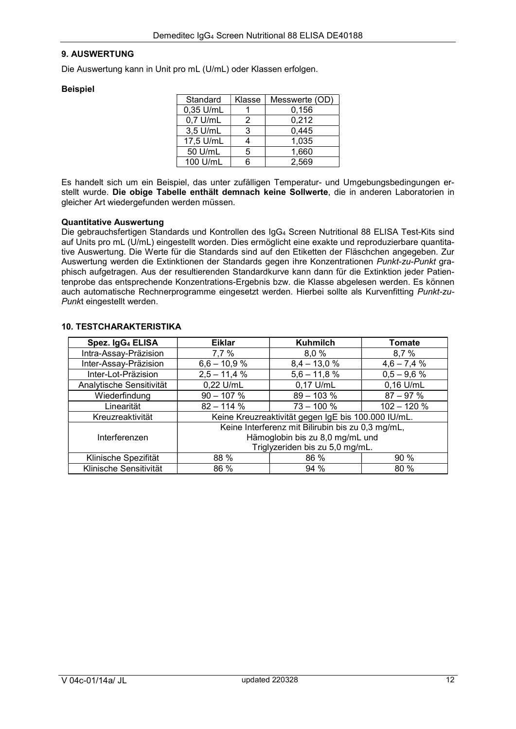## 9. AUSWERTUNG

Die Auswertung kann in Unit pro mL (U/mL) oder Klassen erfolgen.

**Beispiel**

| Standard | Klasse | Messwerte (OD) |
|---|---|---|
| 0,35 U/mL | 1 | 0,156 |
| 0,7 U/mL | 2 | 0,212 |
| 3,5 U/mL | 3 | 0,445 |
| 17,5 U/mL | 4 | 1,035 |
| 50 U/mL | 5 | 1,660 |
| 100 U/mL | 6 | 2,569 |

Es handelt sich um ein Beispiel, das unter zufälligen Temperatur- und Umgebungsbedingungen erstellt wurde. **Die obige Tabelle enthält demnach keine Sollwerte**, die in anderen Laboratorien in gleicher Art wiedergefunden werden müssen.

**Quantitative Auswertung**
Die gebrauchsfertigen Standards und Kontrollen des $IgG_4$ Screen Nutritional 88 ELISA Test-Kits sind auf Units pro mL (U/mL) eingestellt worden. Dies ermöglicht eine exakte und reproduzierbare quantitative Auswertung. Die Werte für die Standards sind auf den Etiketten der Fläschchen angegeben. Zur Auswertung werden die Extinktionen der Standards gegen ihre Konzentrationen *Punkt-zu-Punkt* graphisch aufgetragen. Aus der resultierenden Standardkurve kann dann für die Extinktion jeder Patientenprobe das entsprechende Konzentrations-Ergebnis bzw. die Klasse abgelesen werden. Es können auch automatische Rechnerprogramme eingesetzt werden. Hierbei sollte als Kurvenfitting *Punkt-zu-Punkt* eingestellt werden.

## 10. TESTCHARAKTERISTIKA

| Spez. $IgG_4$ ELISA | Eiklar | Kuhmilch | Tomate |
|---|---|---|---|
| Intra-Assay-Präzision | 7,7 % | 8,0 % | 8,7 % |
| Inter-Assay-Präzision | 6,6 – 10,9 % | 8,4 – 13,0 % | 4,6 – 7,4 % |
| Inter-Lot-Präzision | 2,5 – 11,4 % | 5,6 – 11,8 % | 0,5 – 9,6 % |
| Analytische Sensitivität | 0,22 U/mL | 0,17 U/mL | 0,16 U/mL |
| Wiederfindung | 90 – 107 % | 89 – 103 % | 87 – 97 % |
| Linearität | 82 – 114 % | 73 – 100 % | 102 – 120 % |
| Kreuzreaktivität | Keine Kreuzreaktivität gegen IgE bis 100.000 IU/mL. | | |
| Interferenzen | Keine Interferenz mit Bilirubin bis zu 0,3 mg/mL, Hämoglobin bis zu 8,0 mg/mL und Triglyzeriden bis zu 5,0 mg/mL. | | |
| Klinische Spezifität | 88 % | 86 % | 90 % |
| Klinische Sensitivität | 86 % | 94 % | 80 % |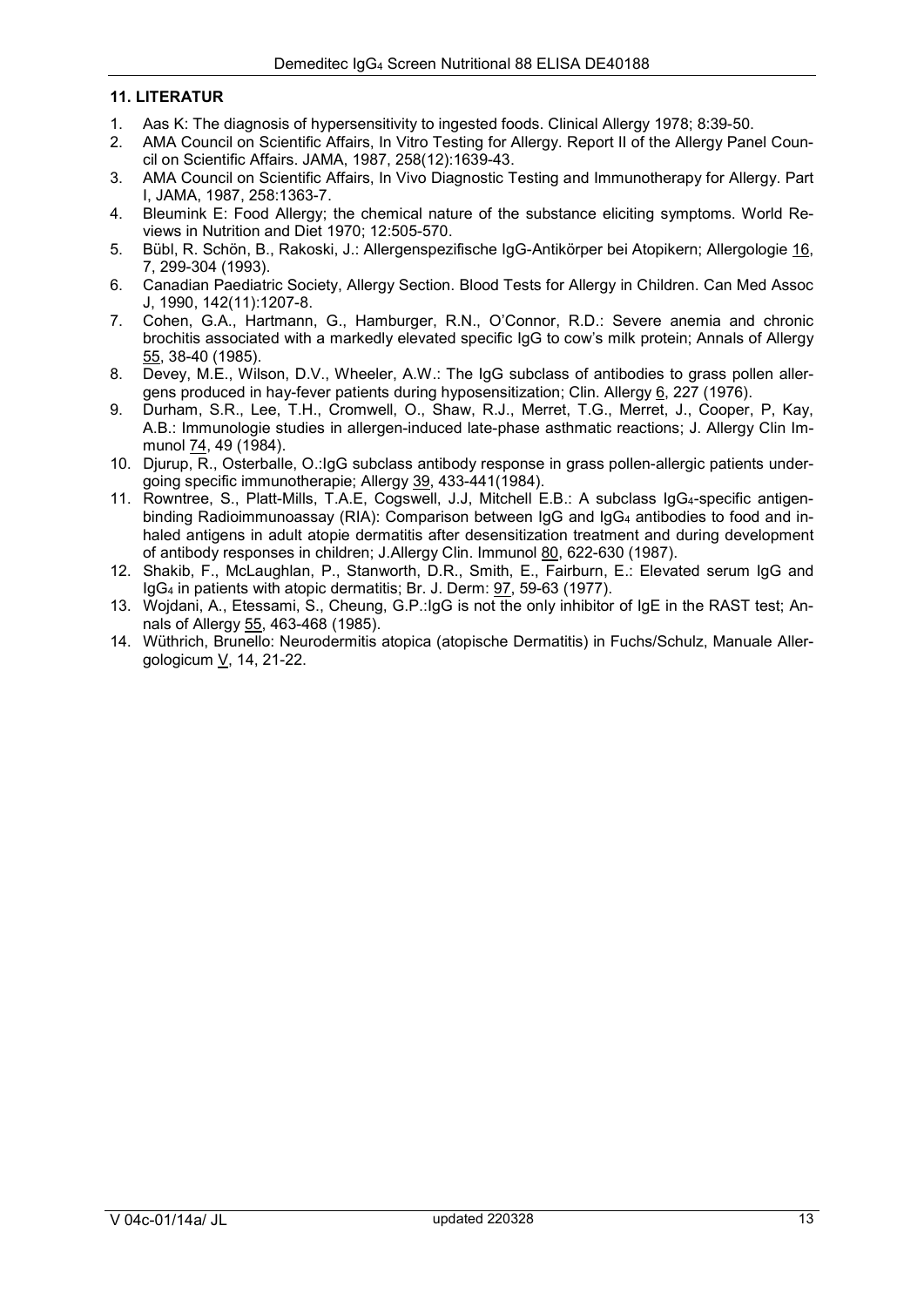## 11. LITERATUR

1. Aas K: The diagnosis of hypersensitivity to ingested foods. Clinical Allergy 1978; 8:39-50.
2. AMA Council on Scientific Affairs, In Vitro Testing for Allergy. Report II of the Allergy Panel Council on Scientific Affairs. JAMA, 1987, 258(12):1639-43.
3. AMA Council on Scientific Affairs, In Vivo Diagnostic Testing and Immunotherapy for Allergy. Part I, JAMA, 1987, 258:1363-7.
4. Bleumink E: Food Allergy; the chemical nature of the substance eliciting symptoms. World Reviews in Nutrition and Diet 1970; 12:505-570.
5. Bübl, R. Schön, B., Rakoski, J.: Allergenspezifische IgG-Antikörper bei Atopikern; Allergologie 16, 7, 299-304 (1993).
6. Canadian Paediatric Society, Allergy Section. Blood Tests for Allergy in Children. Can Med Assoc J, 1990, 142(11):1207-8.
7. Cohen, G.A., Hartmann, G., Hamburger, R.N., O'Connor, R.D.: Severe anemia and chronic brochitis associated with a markedly elevated specific IgG to cow's milk protein; Annals of Allergy 55, 38-40 (1985).
8. Devey, M.E., Wilson, D.V., Wheeler, A.W.: The IgG subclass of antibodies to grass pollen allergens produced in hay-fever patients during hyposensitization; Clin. Allergy 6, 227 (1976).
9. Durham, S.R., Lee, T.H., Cromwell, O., Shaw, R.J., Merret, T.G., Merret, J., Cooper, P, Kay, A.B.: Immunologie studies in allergen-induced late-phase asthmatic reactions; J. Allergy Clin Immunol 74, 49 (1984).
10. Djurup, R., Osterballe, O.:IgG subclass antibody response in grass pollen-allergic patients undergoing specific immunotherapie; Allergy 39, 433-441(1984).
11. Rowntree, S., Platt-Mills, T.A.E, Cogswell, J.J, Mitchell E.B.: A subclass $IgG_4$-specific antigen-binding Radioimmunoassay (RIA): Comparison between IgG and $IgG_4$ antibodies to food and inhaled antigens in adult atopie dermatitis after desensitization treatment and during development of antibody responses in children; J.Allergy Clin. Immunol 80, 622-630 (1987).
12. Shakib, F., McLaughlan, P., Stanworth, D.R., Smith, E., Fairburn, E.: Elevated serum IgG and $IgG_4$ in patients with atopic dermatitis; Br. J. Derm: 97, 59-63 (1977).
13. Wojdani, A., Etessami, S., Cheung, G.P.:IgG is not the only inhibitor of IgE in the RAST test; Annals of Allergy 55, 463-468 (1985).
14. Wüthrich, Brunello: Neurodermitis atopica (atopische Dermatitis) in Fuchs/Schulz, Manuale Allergologicum V, 14, 21-22.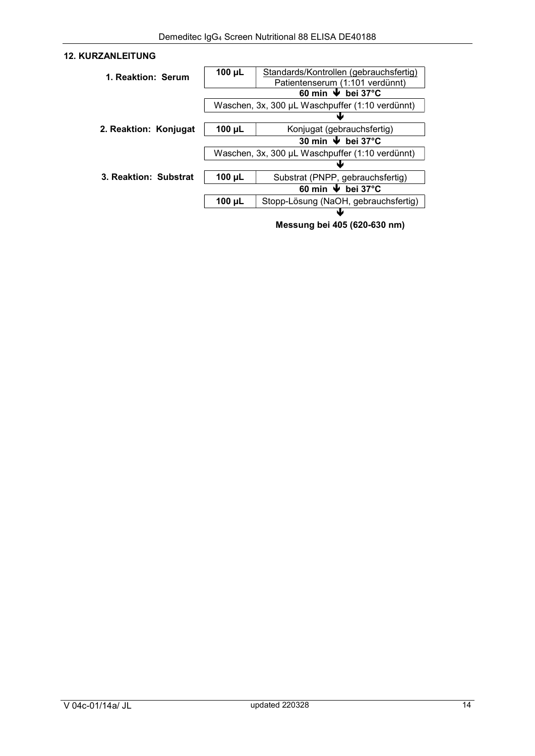## 12. KURZANLEITUNG

| | | |
|---|---|---|
| **1. Reaktion: Serum** | **100 µL** | Standards/Kontrollen (gebrauchsfertig)<br>Patientenserum (1:101 verdünnt) |
| | | **60 min ↓ bei 37°C** |
| | Waschen, 3x, 300 µL Waschpuffer (1:10 verdünnt) | |
| | | ↓ |
| **2. Reaktion: Konjugat** | **100 µL** | Konjugat (gebrauchsfertig) |
| | | **30 min ↓ bei 37°C** |
| | Waschen, 3x, 300 µL Waschpuffer (1:10 verdünnt) | |
| | | ↓ |
| **3. Reaktion: Substrat** | **100 µL** | Substrat (PNPP, gebrauchsfertig) |
| | | **60 min ↓ bei 37°C** |
| | **100 µL** | Stopp-Lösung (NaOH, gebrauchsfertig) |
| | | ↓ |
| | | **Messung bei 405 (620-630 nm)** |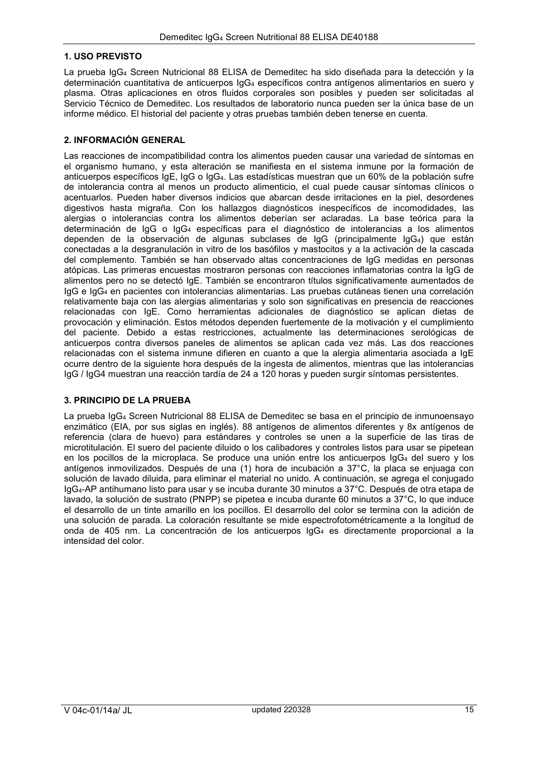## 1. USO PREVISTO

La prueba $IgG_4$ Screen Nutricional 88 ELISA de Demeditec ha sido diseñada para la detección y la determinación cuantitativa de anticuerpos $IgG_4$ específicos contra antígenos alimentarios en suero y plasma. Otras aplicaciones en otros fluidos corporales son posibles y pueden ser solicitadas al Servicio Técnico de Demeditec. Los resultados de laboratorio nunca pueden ser la única base de un informe médico. El historial del paciente y otras pruebas también deben tenerse en cuenta.

## 2. INFORMACIÓN GENERAL

Las reacciones de incompatibilidad contra los alimentos pueden causar una variedad de síntomas en el organismo humano, y esta alteración se manifiesta en el sistema inmune por la formación de anticuerpos específicos IgE, IgG o $IgG_4$. Las estadísticas muestran que un 60% de la población sufre de intolerancia contra al menos un producto alimenticio, el cual puede causar síntomas clínicos o acentuarlos. Pueden haber diversos indicios que abarcan desde irritaciones en la piel, desordenes digestivos hasta migraña. Con los hallazgos diagnósticos inespecíficos de incomodidades, las alergias o intolerancias contra los alimentos deberían ser aclaradas. La base teórica para la determinación de IgG o $IgG_4$ específicas para el diagnóstico de intolerancias a los alimentos dependen de la observación de algunas subclases de IgG (principalmente $IgG_4$) que están conectadas a la desgranulación in vitro de los basófilos y mastocitos y a la activación de la cascada del complemento. También se han observado altas concentraciones de IgG medidas en personas atópicas. Las primeras encuestas mostraron personas con reacciones inflamatorias contra la IgG de alimentos pero no se detectó IgE. También se encontraron títulos significativamente aumentados de IgG e $IgG_4$ en pacientes con intolerancias alimentarias. Las pruebas cutáneas tienen una correlación relativamente baja con las alergias alimentarias y solo son significativas en presencia de reacciones relacionadas con IgE. Como herramientas adicionales de diagnóstico se aplican dietas de provocación y eliminación. Estos métodos dependen fuertemente de la motivación y el cumplimiento del paciente. Debido a estas restricciones, actualmente las determinaciones serológicas de anticuerpos contra diversos paneles de alimentos se aplican cada vez más. Las dos reacciones relacionadas con el sistema inmune difieren en cuanto a que la alergia alimentaria asociada a IgE ocurre dentro de la siguiente hora después de la ingesta de alimentos, mientras que las intolerancias IgG / IgG4 muestran una reacción tardía de 24 a 120 horas y pueden surgir síntomas persistentes.

## 3. PRINCIPIO DE LA PRUEBA

La prueba $IgG_4$ Screen Nutricional 88 ELISA de Demeditec se basa en el principio de inmunoensayo enzimático (EIA, por sus siglas en inglés). 88 antígenos de alimentos diferentes y 8x antígenos de referencia (clara de huevo) para estándares y controles se unen a la superficie de las tiras de microtitulación. El suero del paciente diluido o los calibadores y controles listos para usar se pipetean en los pocillos de la microplaca. Se produce una unión entre los anticuerpos $IgG_4$ del suero y los antígenos inmovilizados. Después de una (1) hora de incubación a 37°C, la placa se enjuaga con solución de lavado diluida, para eliminar el material no unido. A continuación, se agrega el conjugado $IgG_4$-AP antihumano listo para usar y se incuba durante 30 minutos a 37°C. Después de otra etapa de lavado, la solución de sustrato (PNPP) se pipetea e incuba durante 60 minutos a 37°C, lo que induce el desarrollo de un tinte amarillo en los pocillos. El desarrollo del color se termina con la adición de una solución de parada. La coloración resultante se mide espectrofotométricamente a la longitud de onda de 405 nm. La concentración de los anticuerpos $IgG_4$ es directamente proporcional a la intensidad del color.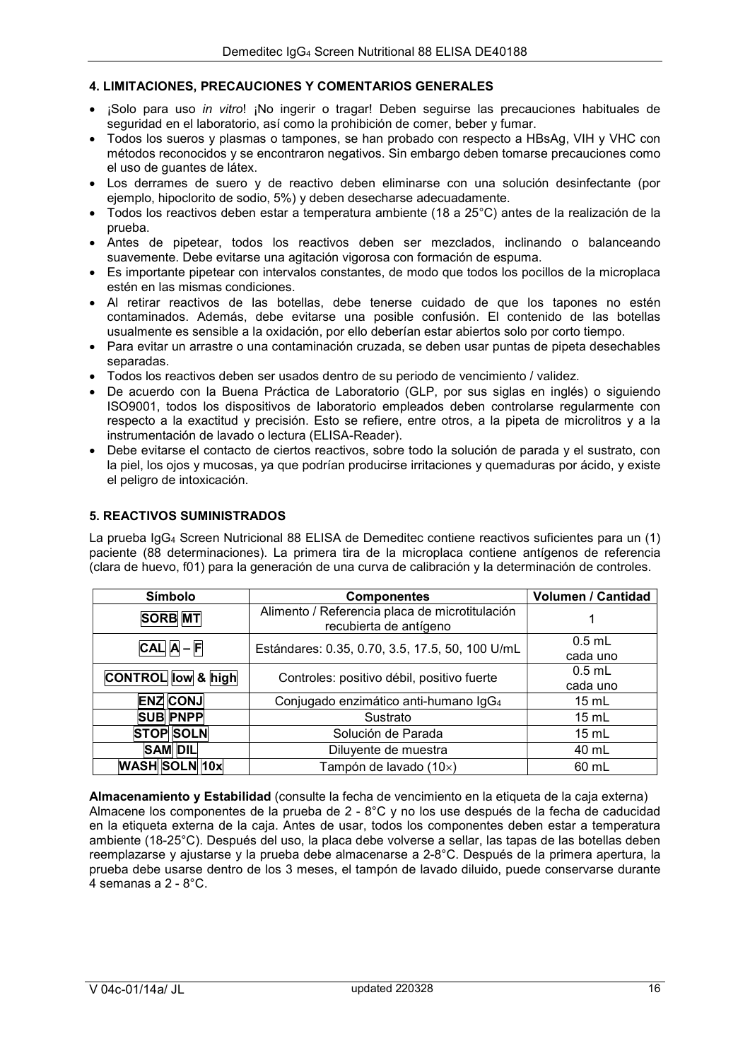## 4. LIMITACIONES, PRECAUCIONES Y COMENTARIOS GENERALES

- ¡Solo para uso *in vitro*! ¡No ingerir o tragar! Deben seguirse las precauciones habituales de seguridad en el laboratorio, así como la prohibición de comer, beber y fumar.
- Todos los sueros y plasmas o tampones, se han probado con respecto a HBsAg, VIH y VHC con métodos reconocidos y se encontraron negativos. Sin embargo deben tomarse precauciones como el uso de guantes de látex.
- Los derrames de suero y de reactivo deben eliminarse con una solución desinfectante (por ejemplo, hipoclorito de sodio, 5%) y deben desecharse adecuadamente.
- Todos los reactivos deben estar a temperatura ambiente (18 a 25°C) antes de la realización de la prueba.
- Antes de pipetear, todos los reactivos deben ser mezclados, inclinando o balanceando suavemente. Debe evitarse una agitación vigorosa con formación de espuma.
- Es importante pipetear con intervalos constantes, de modo que todos los pocillos de la microplaca estén en las mismas condiciones.
- Al retirar reactivos de las botellas, debe tenerse cuidado de que los tapones no estén contaminados. Además, debe evitarse una posible confusión. El contenido de las botellas usualmente es sensible a la oxidación, por ello deberían estar abiertos solo por corto tiempo.
- Para evitar un arrastre o una contaminación cruzada, se deben usar puntas de pipeta desechables separadas.
- Todos los reactivos deben ser usados dentro de su periodo de vencimiento / validez.
- De acuerdo con la Buena Práctica de Laboratorio (GLP, por sus siglas en inglés) o siguiendo ISO9001, todos los dispositivos de laboratorio empleados deben controlarse regularmente con respecto a la exactitud y precisión. Esto se refiere, entre otros, a la pipeta de microlitros y a la instrumentación de lavado o lectura (ELISA-Reader).
- Debe evitarse el contacto de ciertos reactivos, sobre todo la solución de parada y el sustrato, con la piel, los ojos y mucosas, ya que podrían producirse irritaciones y quemaduras por ácido, y existe el peligro de intoxicación.

## 5. REACTIVOS SUMINISTRADOS

La prueba $IgG_4$ Screen Nutricional 88 ELISA de Demeditec contiene reactivos suficientes para un (1) paciente (88 determinaciones). La primera tira de la microplaca contiene antígenos de referencia (clara de huevo, f01) para la generación de una curva de calibración y la determinación de controles.

| Símbolo | Componentes | Volumen / Cantidad |
|---|---|---|
| SORB MT | Alimento / Referencia placa de microtitulación recubierta de antígeno | 1 |
| CAL A – F | Estándares: 0.35, 0.70, 3.5, 17.5, 50, 100 U/mL | 0.5 mL cada uno |
| CONTROL low & high | Controles: positivo débil, positivo fuerte | 0.5 mL cada uno |
| ENZ CONJ | Conjugado enzimático anti-humano $IgG_4$ | 15 mL |
| SUB PNPP | Sustrato | 15 mL |
| STOP SOLN | Solución de Parada | 15 mL |
| SAM DIL | Diluyente de muestra | 40 mL |
| WASH SOLN 10x | Tampón de lavado (10×) | 60 mL |

**Almacenamiento y Estabilidad** (consulte la fecha de vencimiento en la etiqueta de la caja externa)
Almacene los componentes de la prueba de 2 - 8°C y no los use después de la fecha de caducidad en la etiqueta externa de la caja. Antes de usar, todos los componentes deben estar a temperatura ambiente (18-25°C). Después del uso, la placa debe volverse a sellar, las tapas de las botellas deben reemplazarse y ajustarse y la prueba debe almacenarse a 2-8°C. Después de la primera apertura, la prueba debe usarse dentro de los 3 meses, el tampón de lavado diluido, puede conservarse durante 4 semanas a 2 - 8°C.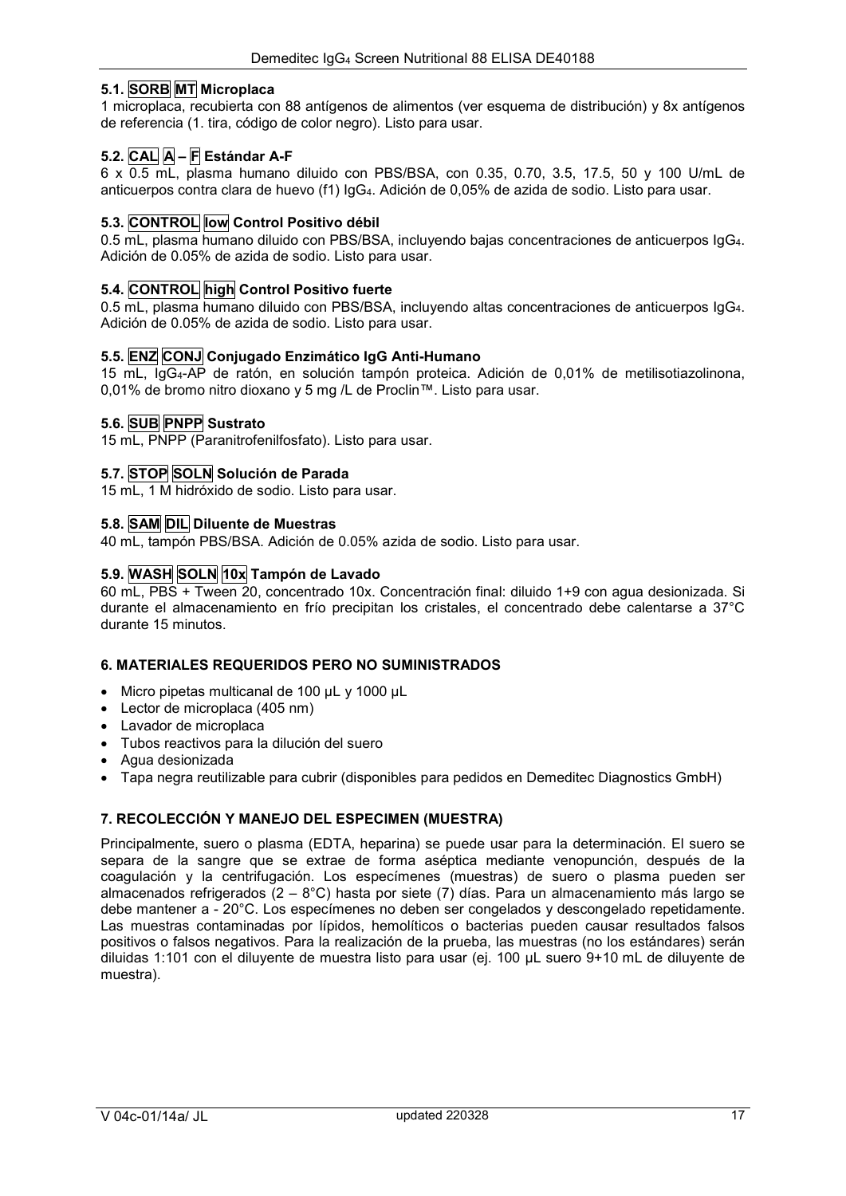### 5.1. SORB MT Microplaca

1 microplaca, recubierta con 88 antígenos de alimentos (ver esquema de distribución) y 8x antígenos de referencia (1. tira, código de color negro). Listo para usar.

### 5.2. CAL A – F Estándar A-F

6 x 0.5 mL, plasma humano diluido con PBS/BSA, con 0.35, 0.70, 3.5, 17.5, 50 y 100 U/mL de anticuerpos contra clara de huevo (f1) $IgG_4$. Adición de 0,05% de azida de sodio. Listo para usar.

### 5.3. CONTROL low Control Positivo débil

0.5 mL, plasma humano diluido con PBS/BSA, incluyendo bajas concentraciones de anticuerpos $IgG_4$. Adición de 0.05% de azida de sodio. Listo para usar.

### 5.4. CONTROL high Control Positivo fuerte

0.5 mL, plasma humano diluido con PBS/BSA, incluyendo altas concentraciones de anticuerpos $IgG_4$. Adición de 0.05% de azida de sodio. Listo para usar.

### 5.5. ENZ CONJ Conjugado Enzimático IgG Anti-Humano

15 mL, $IgG_4$-AP de ratón, en solución tampón proteica. Adición de 0,01% de metilisotiazolinona, 0,01% de bromo nitro dioxano y 5 mg /L de Proclin™. Listo para usar.

### 5.6. SUB PNPP Sustrato

15 mL, PNPP (Paranitrofenilfosfato). Listo para usar.

### 5.7. STOP SOLN Solución de Parada

15 mL, 1 M hidróxido de sodio. Listo para usar.

### 5.8. SAM DIL Diluente de Muestras

40 mL, tampón PBS/BSA. Adición de 0.05% azida de sodio. Listo para usar.

### 5.9. WASH SOLN 10x Tampón de Lavado

60 mL, PBS + Tween 20, concentrado 10x. Concentración final: diluido 1+9 con agua desionizada. Si durante el almacenamiento en frío precipitan los cristales, el concentrado debe calentarse a 37°C durante 15 minutos.

## 6. MATERIALES REQUERIDOS PERO NO SUMINISTRADOS

- Micro pipetas multicanal de 100 µL y 1000 µL
- Lector de microplaca (405 nm)
- Lavador de microplaca
- Tubos reactivos para la dilución del suero
- Agua desionizada
- Tapa negra reutilizable para cubrir (disponibles para pedidos en Demeditec Diagnostics GmbH)

## 7. RECOLECCIÓN Y MANEJO DEL ESPECIMEN (MUESTRA)

Principalmente, suero o plasma (EDTA, heparina) se puede usar para la determinación. El suero se separa de la sangre que se extrae de forma aséptica mediante venopunción, después de la coagulación y la centrifugación. Los especímenes (muestras) de suero o plasma pueden ser almacenados refrigerados (2 – 8°C) hasta por siete (7) días. Para un almacenamiento más largo se debe mantener a - 20°C. Los especímenes no deben ser congelados y descongelado repetidamente. Las muestras contaminadas por lípidos, hemolíticos o bacterias pueden causar resultados falsos positivos o falsos negativos. Para la realización de la prueba, las muestras (no los estándares) serán diluidas 1:101 con el diluyente de muestra listo para usar (ej. 100 µL suero 9+10 mL de diluyente de muestra).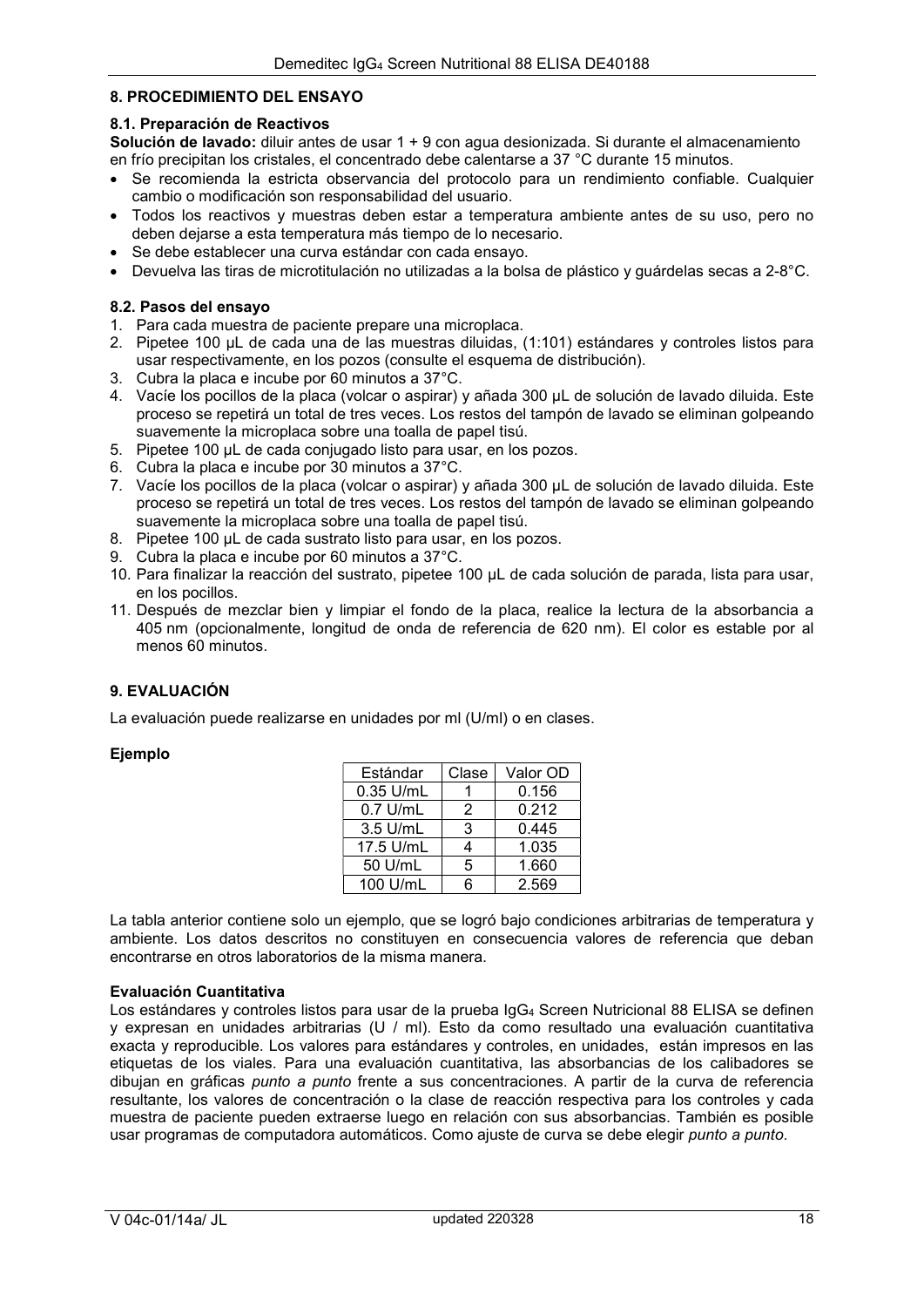## 8. PROCEDIMIENTO DEL ENSAYO

### 8.1. Preparación de Reactivos

**Solución de lavado:** diluir antes de usar 1 + 9 con agua desionizada. Si durante el almacenamiento en frío precipitan los cristales, el concentrado debe calentarse a 37 °C durante 15 minutos.

- Se recomienda la estricta observancia del protocolo para un rendimiento confiable. Cualquier cambio o modificación son responsabilidad del usuario.
- Todos los reactivos y muestras deben estar a temperatura ambiente antes de su uso, pero no deben dejarse a esta temperatura más tiempo de lo necesario.
- Se debe establecer una curva estándar con cada ensayo.
- Devuelva las tiras de microtitulación no utilizadas a la bolsa de plástico y guárdelas secas a 2-8°C.

### 8.2. Pasos del ensayo

1. Para cada muestra de paciente prepare una microplaca.
2. Pipetee 100 µL de cada una de las muestras diluidas, (1:101) estándares y controles listos para usar respectivamente, en los pozos (consulte el esquema de distribución).
3. Cubra la placa e incube por 60 minutos a 37°C.
4. Vacíe los pocillos de la placa (volcar o aspirar) y añada 300 µL de solución de lavado diluida. Este proceso se repetirá un total de tres veces. Los restos del tampón de lavado se eliminan golpeando suavemente la microplaca sobre una toalla de papel tisú.
5. Pipetee 100 µL de cada conjugado listo para usar, en los pozos.
6. Cubra la placa e incube por 30 minutos a 37°C.
7. Vacíe los pocillos de la placa (volcar o aspirar) y añada 300 µL de solución de lavado diluida. Este proceso se repetirá un total de tres veces. Los restos del tampón de lavado se eliminan golpeando suavemente la microplaca sobre una toalla de papel tisú.
8. Pipetee 100 µL de cada sustrato listo para usar, en los pozos.
9. Cubra la placa e incube por 60 minutos a 37°C.
10. Para finalizar la reacción del sustrato, pipetee 100 µL de cada solución de parada, lista para usar, en los pocillos.
11. Después de mezclar bien y limpiar el fondo de la placa, realice la lectura de la absorbancia a 405 nm (opcionalmente, longitud de onda de referencia de 620 nm). El color es estable por al menos 60 minutos.

## 9. EVALUACIÓN

La evaluación puede realizarse en unidades por ml (U/ml) o en clases.

**Ejemplo**

| Estándar | Clase | Valor OD |
|---|---|---|
| 0.35 U/mL | 1 | 0.156 |
| 0.7 U/mL | 2 | 0.212 |
| 3.5 U/mL | 3 | 0.445 |
| 17.5 U/mL | 4 | 1.035 |
| 50 U/mL | 5 | 1.660 |
| 100 U/mL | 6 | 2.569 |

La tabla anterior contiene solo un ejemplo, que se logró bajo condiciones arbitrarias de temperatura y ambiente. Los datos descritos no constituyen en consecuencia valores de referencia que deban encontrarse en otros laboratorios de la misma manera.

**Evaluación Cuantitativa**

Los estándares y controles listos para usar de la prueba $IgG_4$ Screen Nutricional 88 ELISA se definen y expresan en unidades arbitrarias (U / ml). Esto da como resultado una evaluación cuantitativa exacta y reproducible. Los valores para estándares y controles, en unidades, están impresos en las etiquetas de los viales. Para una evaluación cuantitativa, las absorbancias de los calibradores se dibujan en gráficas *punto a punto* frente a sus concentraciones. A partir de la curva de referencia resultante, los valores de concentración o la clase de reacción respectiva para los controles y cada muestra de paciente pueden extraerse luego en relación con sus absorbancias. También es posible usar programas de computadora automáticos. Como ajuste de curva se debe elegir *punto a punto*.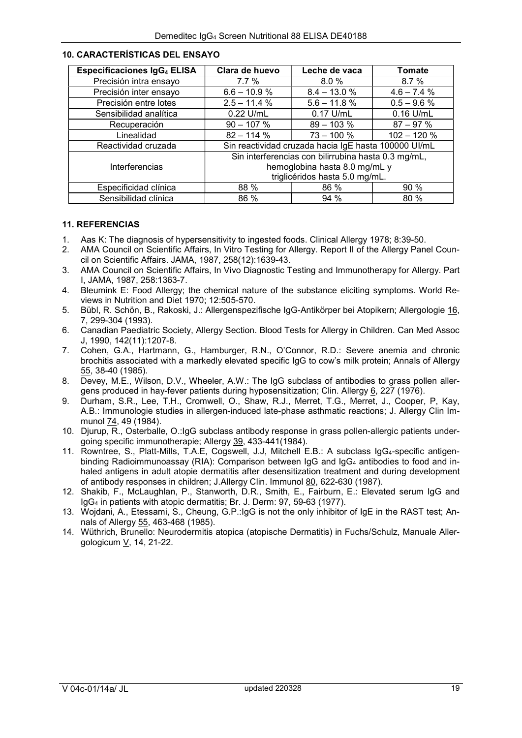## 10. CARACTERÍSTICAS DEL ENSAYO

| Especificaciones $IgG_4$ ELISA | Clara de huevo | Leche de vaca | Tomate |
|---|---|---|---|
| Precisión intra ensayo | 7.7 % | 8.0 % | 8.7 % |
| Precisión inter ensayo | 6.6 – 10.9 % | 8.4 – 13.0 % | 4.6 – 7.4 % |
| Precisión entre lotes | 2.5 – 11.4 % | 5.6 – 11.8 % | 0.5 – 9.6 % |
| Sensibilidad analítica | 0.22 U/mL | 0.17 U/mL | 0.16 U/mL |
| Recuperación | 90 – 107 % | 89 – 103 % | 87 – 97 % |
| Linealidad | 82 – 114 % | 73 – 100 % | 102 – 120 % |
| Reactividad cruzada | Sin reactividad cruzada hacia IgE hasta 100000 UI/mL | | |
| Interferencias | Sin interferencias con bilirrubina hasta 0.3 mg/mL, hemoglobina hasta 8.0 mg/mL y triglicéridos hasta 5.0 mg/mL. | | |
| Especificidad clínica | 88 % | 86 % | 90 % |
| Sensibilidad clínica | 86 % | 94 % | 80 % |

## 11. REFERENCIAS

1. Aas K: The diagnosis of hypersensitivity to ingested foods. Clinical Allergy 1978; 8:39-50.
2. AMA Council on Scientific Affairs, In Vitro Testing for Allergy. Report II of the Allergy Panel Council on Scientific Affairs. JAMA, 1987, 258(12):1639-43.
3. AMA Council on Scientific Affairs, In Vivo Diagnostic Testing and Immunotherapy for Allergy. Part I, JAMA, 1987, 258:1363-7.
4. Bleumink E: Food Allergy; the chemical nature of the substance eliciting symptoms. World Reviews in Nutrition and Diet 1970; 12:505-570.
5. Bübl, R. Schön, B., Rakoski, J.: Allergenspezifische IgG-Antikörper bei Atopikern; Allergologie 16, 7, 299-304 (1993).
6. Canadian Paediatric Society, Allergy Section. Blood Tests for Allergy in Children. Can Med Assoc J, 1990, 142(11):1207-8.
7. Cohen, G.A., Hartmann, G., Hamburger, R.N., O'Connor, R.D.: Severe anemia and chronic brochitis associated with a markedly elevated specific IgG to cow's milk protein; Annals of Allergy 55, 38-40 (1985).
8. Devey, M.E., Wilson, D.V., Wheeler, A.W.: The IgG subclass of antibodies to grass pollen allergens produced in hay-fever patients during hyposensitization; Clin. Allergy 6, 227 (1976).
9. Durham, S.R., Lee, T.H., Cromwell, O., Shaw, R.J., Merret, T.G., Merret, J., Cooper, P, Kay, A.B.: Immunologie studies in allergen-induced late-phase asthmatic reactions; J. Allergy Clin Immunol 74, 49 (1984).
10. Djurup, R., Osterballe, O.:IgG subclass antibody response in grass pollen-allergic patients undergoing specific immunotherapie; Allergy 39, 433-441(1984).
11. Rowntree, S., Platt-Mills, T.A.E, Cogswell, J.J, Mitchell E.B.: A subclass $IgG_4$-specific antigen-binding Radioimmunoassay (RIA): Comparison between IgG and $IgG_4$ antibodies to food and inhaled antigens in adult atopie dermatitis after desensitization treatment and during development of antibody responses in children; J.Allergy Clin. Immunol 80, 622-630 (1987).
12. Shakib, F., McLaughlan, P., Stanworth, D.R., Smith, E., Fairburn, E.: Elevated serum IgG and $IgG_4$ in patients with atopic dermatitis; Br. J. Derm: 97, 59-63 (1977).
13. Wojdani, A., Etessami, S., Cheung, G.P.:IgG is not the only inhibitor of IgE in the RAST test; Annals of Allergy 55, 463-468 (1985).
14. Wüthrich, Brunello: Neurodermitis atopica (atopische Dermatitis) in Fuchs/Schulz, Manuale Allergologicum V, 14, 21-22.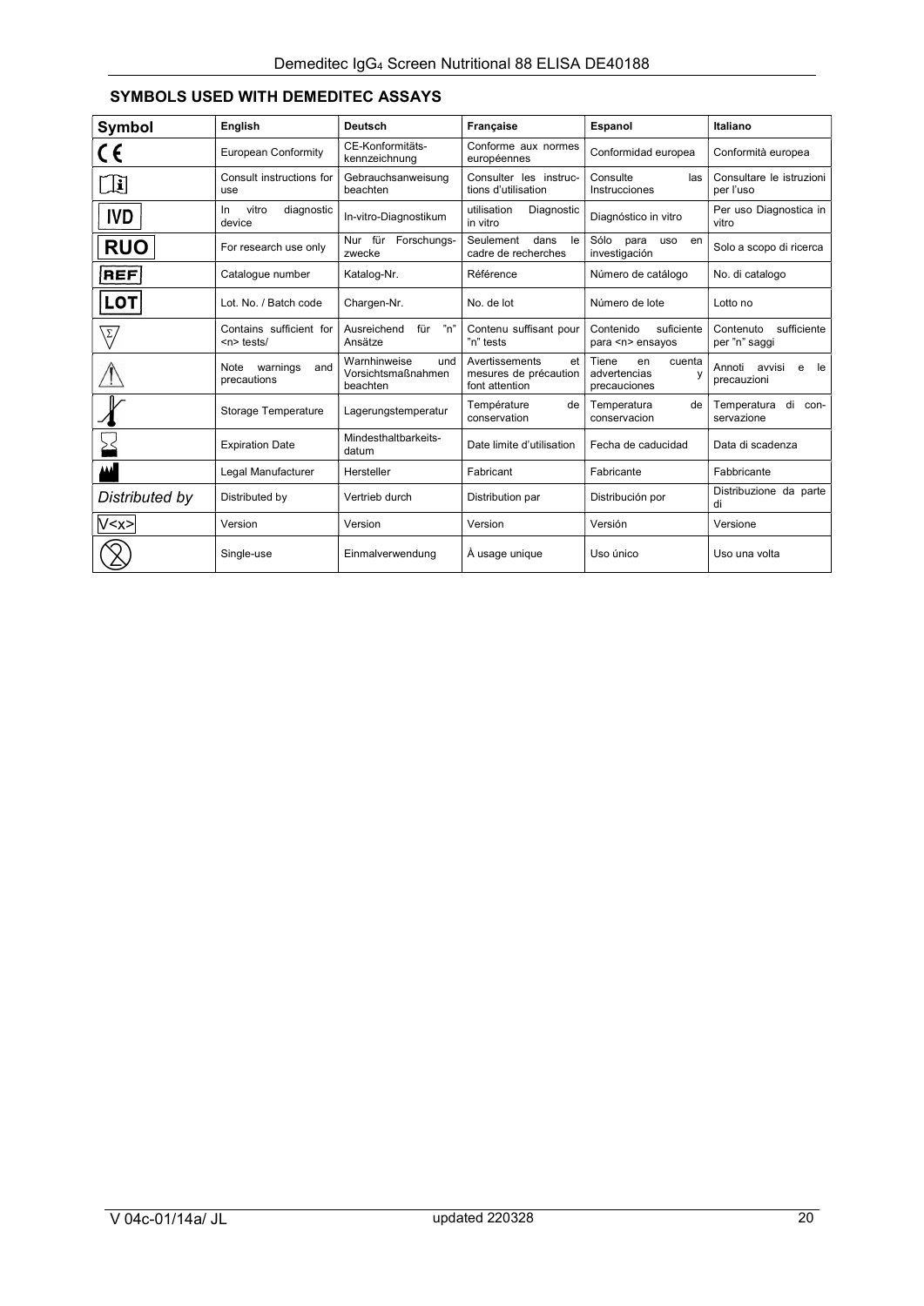## SYMBOLS USED WITH DEMEDITEC ASSAYS

| Symbol | English | Deutsch | Française | Espanol | Italiano |
|---|---|---|---|---|---|
| CE | European Conformity | CE-Konformitäts-kennzeichnung | Conforme aux normes européennes | Conformidad europea | Conformità europea |
| | Consult instructions for use | Gebrauchsanweisung beachten | Consulter les instructions d'utilisation | Consulte las Instrucciones | Consultare le istruzioni per l'uso |
| IVD | In vitro diagnostic device | In-vitro-Diagnostikum | utilisation Diagnostic in vitro | Diagnóstico in vitro | Per uso Diagnostica in vitro |
| RUO | For research use only | Nur für Forschungs-zwecke | Seulement dans le cadre de recherches | Sólo para uso en investigación | Solo a scopo di ricerca |
| REF | Catalogue number | Katalog-Nr. | Référence | Número de catálogo | No. di catalogo |
| LOT | Lot. No. / Batch code | Chargen-Nr. | No. de lot | Número de lote | Lotto no |
| | Contains sufficient for <n> tests/ | Ausreichend für "n" Ansätze | Contenu suffisant pour "n" tests | Contenido suficiente para <n> ensayos | Contenuto sufficiente per "n" saggi |
| | Note warnings and precautions | Warnhinweise und Vorsichtsmaßnahmen beachten | Avertissements et mesures de précaution font attention | Tiene en cuenta advertencias y precauciones | Annoti avvisi e le precauzioni |
| | Storage Temperature | Lagerungstemperatur | Température de conservation | Temperatura de conservacion | Temperatura di con-servazione |
| | Expiration Date | Mindesthaltbarkeits-datum | Date limite d'utilisation | Fecha de caducidad | Data di scadenza |
| | Legal Manufacturer | Hersteller | Fabricant | Fabricante | Fabbricante |
| *Distributed by* | Distributed by | Vertrieb durch | Distribution par | Distribución por | Distribuzione da parte di |
| V<x> | Version | Version | Version | Versión | Versione |
| | Single-use | Einmalverwendung | À usage unique | Uso único | Uso una volta |